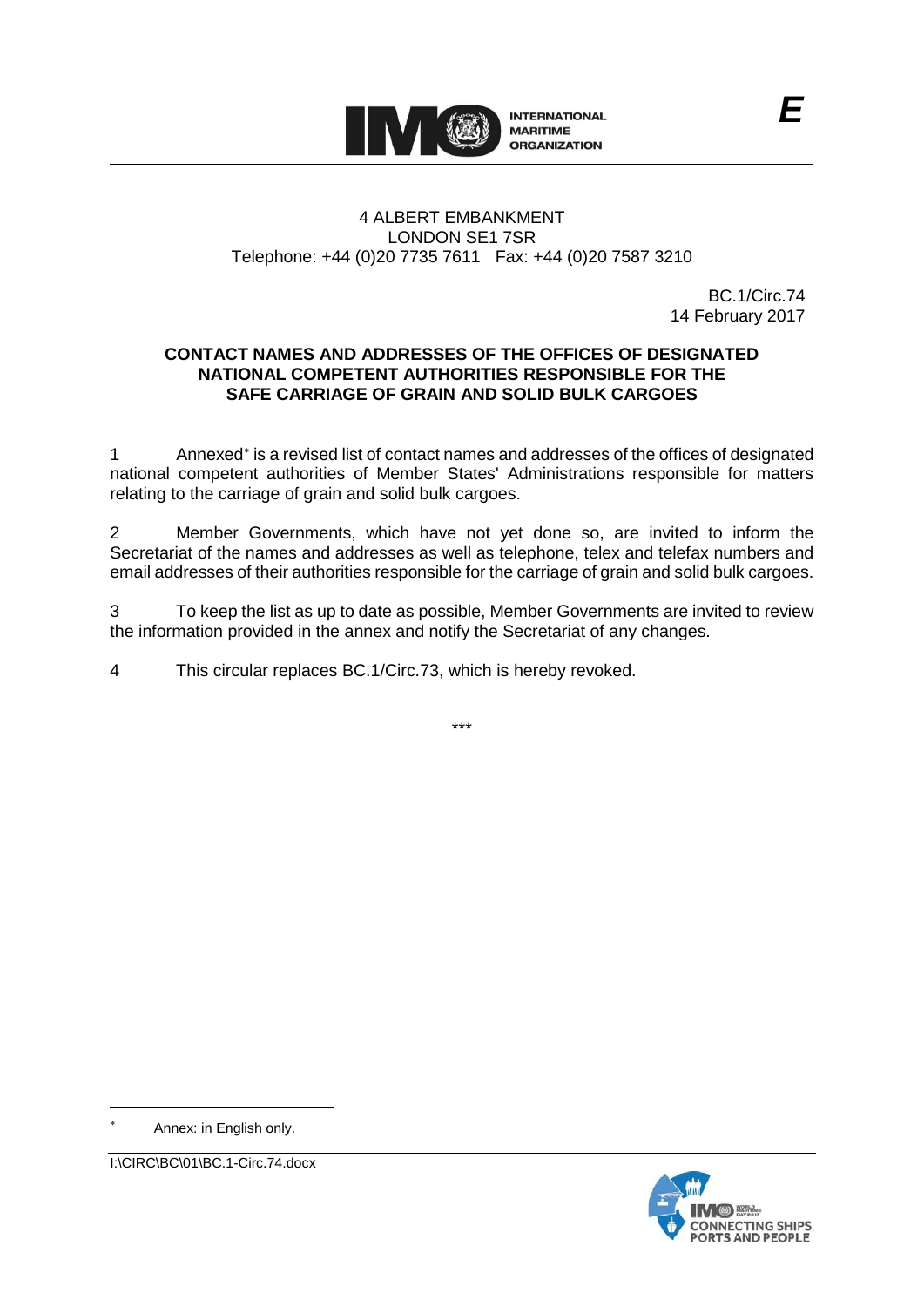INTERNATIONAL MARITIME ORGANIZATION

E

4 ALBERT EMBANKMENT
LONDON SE1 7SR
Telephone: +44 (0)20 7735 7611 Fax: +44 (0)20 7587 3210

BC.1/Circ.74
14 February 2017

**CONTACT NAMES AND ADDRESSES OF THE OFFICES OF DESIGNATED NATIONAL COMPETENT AUTHORITIES RESPONSIBLE FOR THE SAFE CARRIAGE OF GRAIN AND SOLID BULK CARGOES**

1 Annexed* is a revised list of contact names and addresses of the offices of designated national competent authorities of Member States' Administrations responsible for matters relating to the carriage of grain and solid bulk cargoes.

2 Member Governments, which have not yet done so, are invited to inform the Secretariat of the names and addresses as well as telephone, telex and telefax numbers and email addresses of their authorities responsible for the carriage of grain and solid bulk cargoes.

3 To keep the list as up to date as possible, Member Governments are invited to review the information provided in the annex and notify the Secretariat of any changes.

4 This circular replaces BC.1/Circ.73, which is hereby revoked.

\*\*\*

---

\* Annex: in English only.

I:\CIRC\BC\01\BC.1-Circ.74.docx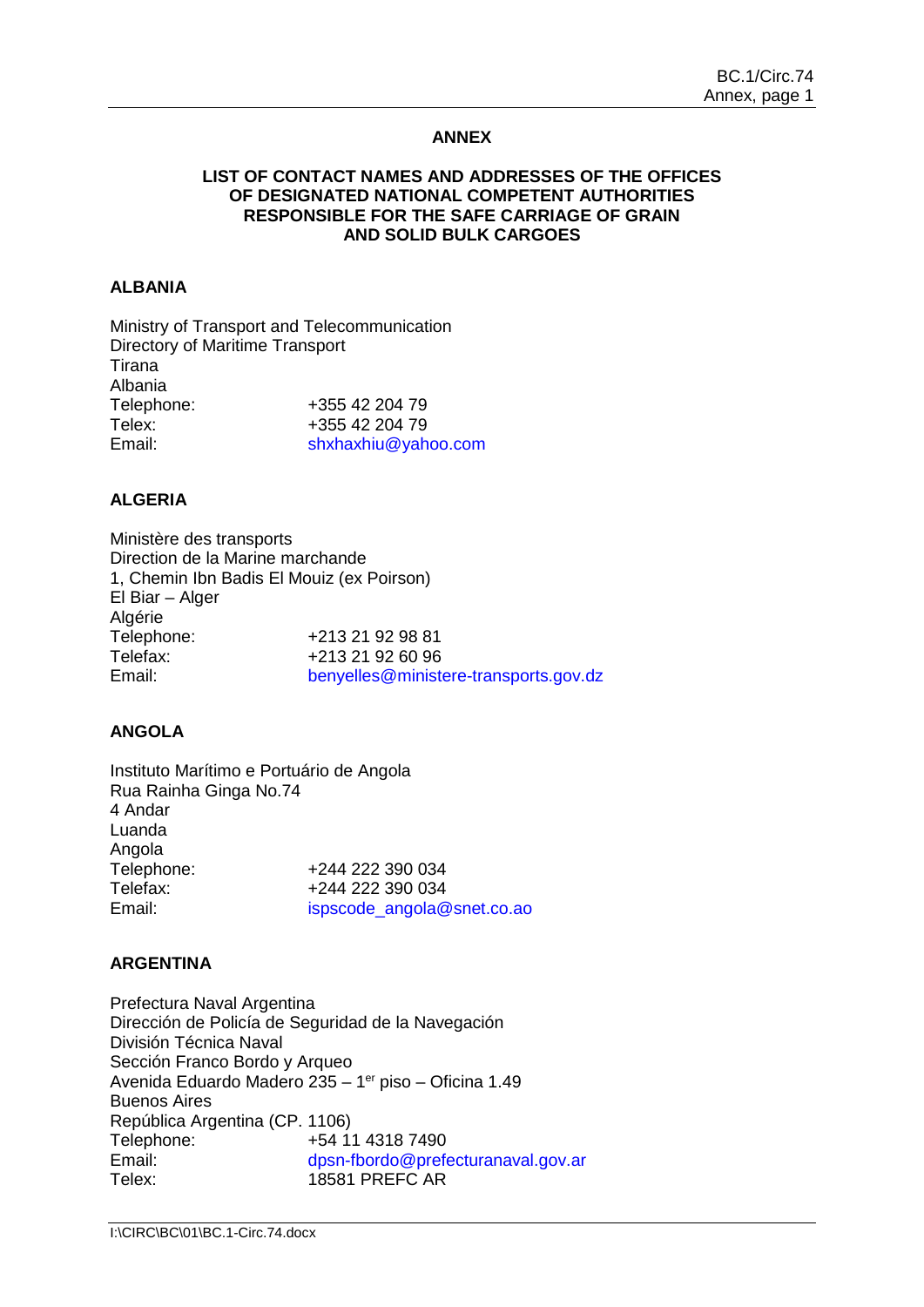# ANNEX

## LIST OF CONTACT NAMES AND ADDRESSES OF THE OFFICES OF DESIGNATED NATIONAL COMPETENT AUTHORITIES RESPONSIBLE FOR THE SAFE CARRIAGE OF GRAIN AND SOLID BULK CARGOES

### ALBANIA

Ministry of Transport and Telecommunication
Directory of Maritime Transport
Tirana
Albania

| | |
|---|---|
| Telephone: | +355 42 204 79 |
| Telex: | +355 42 204 79 |
| Email: | shxhaxhiu@yahoo.com |

### ALGERIA

Ministère des transports
Direction de la Marine marchande
1, Chemin Ibn Badis El Mouiz (ex Poirson)
El Biar – Alger
Algérie

| | |
|---|---|
| Telephone: | +213 21 92 98 81 |
| Telefax: | +213 21 92 60 96 |
| Email: | benyelles@ministere-transports.gov.dz |

### ANGOLA

Instituto Marítimo e Portuário de Angola
Rua Rainha Ginga No.74
4 Andar
Luanda
Angola

| | |
|---|---|
| Telephone: | +244 222 390 034 |
| Telefax: | +244 222 390 034 |
| Email: | ispscode_angola@snet.co.ao |

### ARGENTINA

Prefectura Naval Argentina
Dirección de Policía de Seguridad de la Navegación
División Técnica Naval
Sección Franco Bordo y Arqueo
Avenida Eduardo Madero 235 – 1er piso – Oficina 1.49
Buenos Aires
República Argentina (CP. 1106)

| | |
|---|---|
| Telephone: | +54 11 4318 7490 |
| Email: | dpsn-fbordo@prefecturanaval.gov.ar |
| Telex: | 18581 PREFC AR |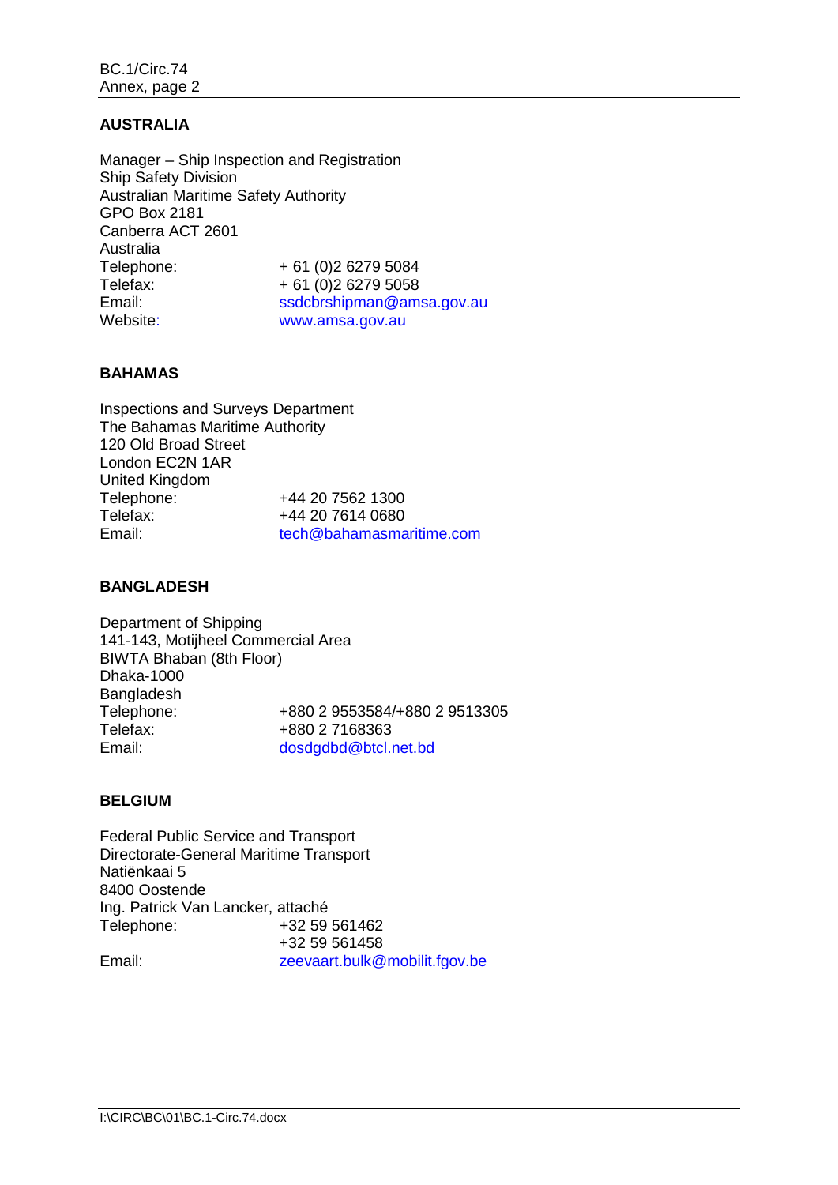## AUSTRALIA

Manager – Ship Inspection and Registration
Ship Safety Division
Australian Maritime Safety Authority
GPO Box 2181
Canberra ACT 2601
Australia

| | |
|---|---|
| Telephone: | + 61 (0)2 6279 5084 |
| Telefax: | + 61 (0)2 6279 5058 |
| Email: | ssdcbrshipman@amsa.gov.au |
| Website: | www.amsa.gov.au |

## BAHAMAS

Inspections and Surveys Department
The Bahamas Maritime Authority
120 Old Broad Street
London EC2N 1AR
United Kingdom

| | |
|---|---|
| Telephone: | +44 20 7562 1300 |
| Telefax: | +44 20 7614 0680 |
| Email: | tech@bahamasmaritime.com |

## BANGLADESH

Department of Shipping
141-143, Motijheel Commercial Area
BIWTA Bhaban (8th Floor)
Dhaka-1000
Bangladesh

| | |
|---|---|
| Telephone: | +880 2 9553584/+880 2 9513305 |
| Telefax: | +880 2 7168363 |
| Email: | dosdgdbd@btcl.net.bd |

## BELGIUM

Federal Public Service and Transport
Directorate-General Maritime Transport
Natiënkaai 5
8400 Oostende
Ing. Patrick Van Lancker, attaché

| | |
|---|---|
| Telephone: | +32 59 561462 |
| | +32 59 561458 |
| Email: | zeevaart.bulk@mobilit.fgov.be |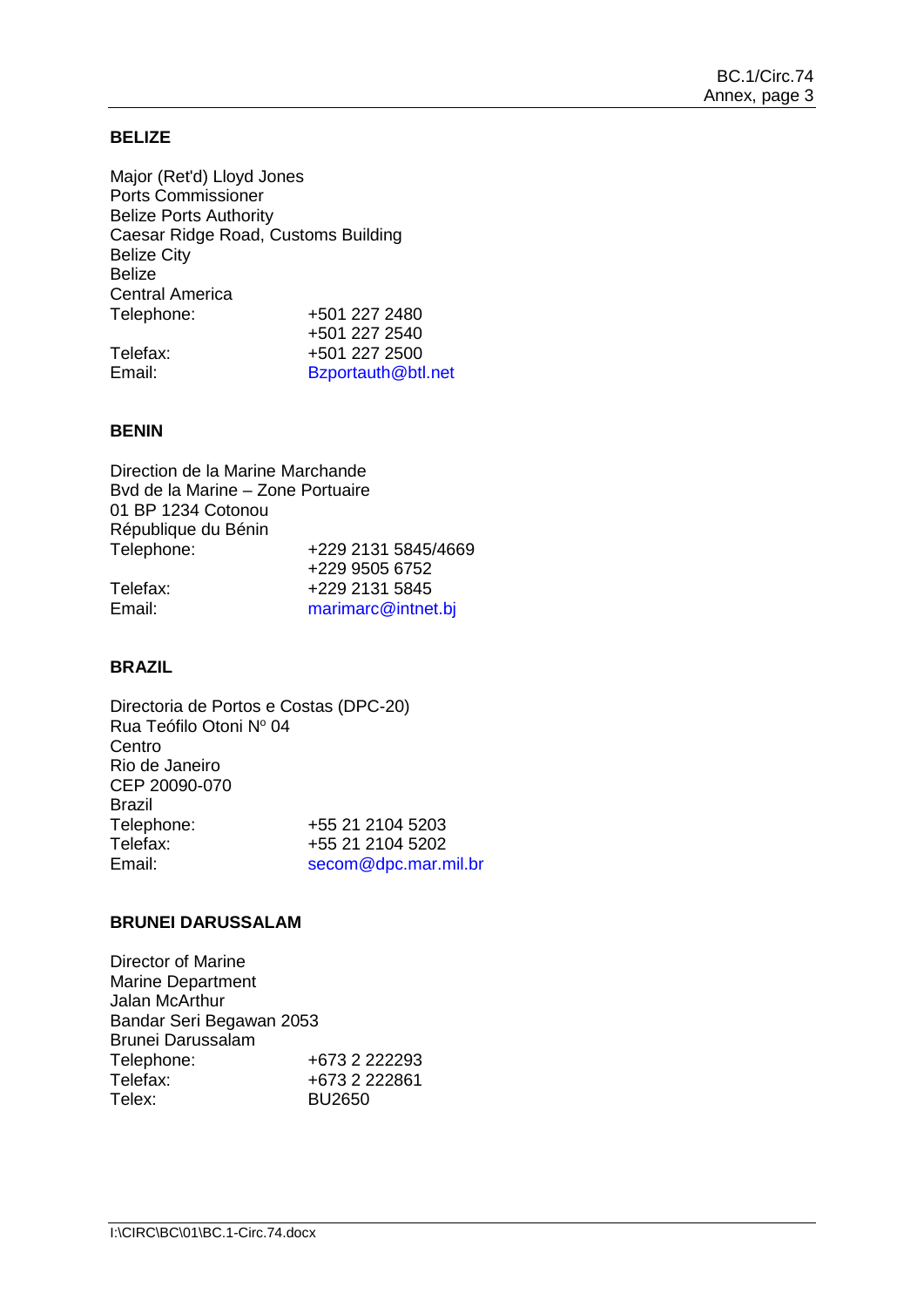**BELIZE**

Major (Ret'd) Lloyd Jones
Ports Commissioner
Belize Ports Authority
Caesar Ridge Road, Customs Building
Belize City
Belize
Central America

| | |
|---|---|
| Telephone: | +501 227 2480 |
| | +501 227 2540 |
| Telefax: | +501 227 2500 |
| Email: | Bzportauth@btl.net |

**BENIN**

Direction de la Marine Marchande
Bvd de la Marine – Zone Portuaire
01 BP 1234 Cotonou
République du Bénin

| | |
|---|---|
| Telephone: | +229 2131 5845/4669 |
| | +229 9505 6752 |
| Telefax: | +229 2131 5845 |
| Email: | marimarc@intnet.bj |

**BRAZIL**

Directoria de Portos e Costas (DPC-20)
Rua Teófilo Otoni Nº 04
Centro
Rio de Janeiro
CEP 20090-070
Brazil

| | |
|---|---|
| Telephone: | +55 21 2104 5203 |
| Telefax: | +55 21 2104 5202 |
| Email: | secom@dpc.mar.mil.br |

**BRUNEI DARUSSALAM**

Director of Marine
Marine Department
Jalan McArthur
Bandar Seri Begawan 2053
Brunei Darussalam

| | |
|---|---|
| Telephone: | +673 2 222293 |
| Telefax: | +673 2 222861 |
| Telex: | BU2650 |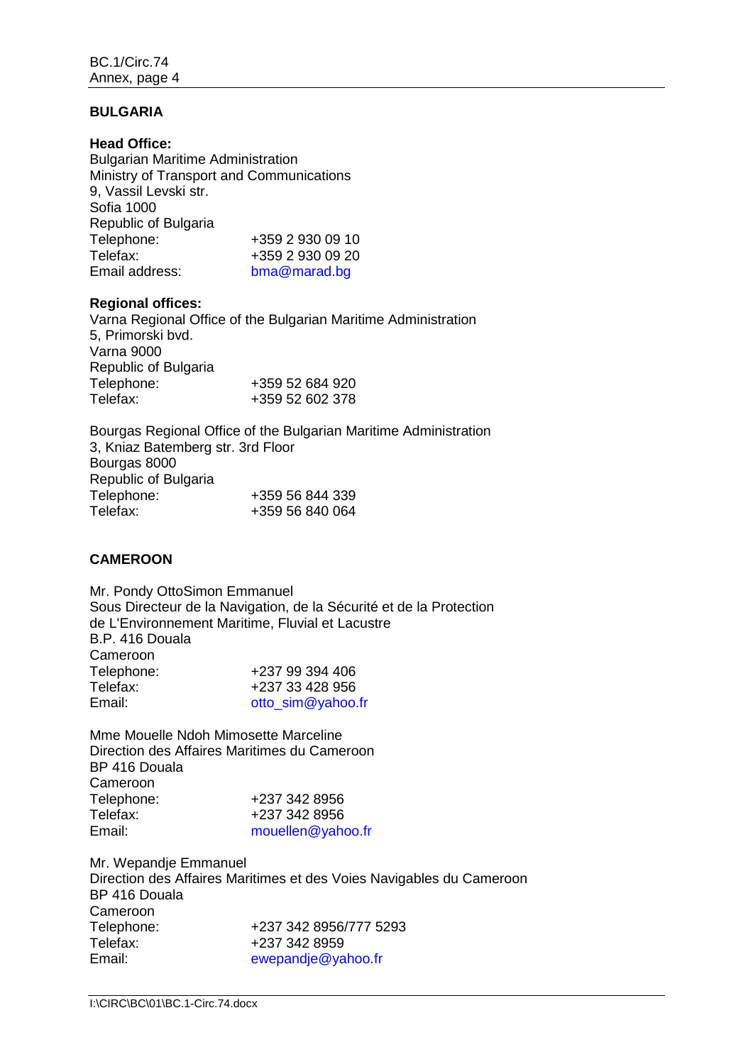## BULGARIA

**Head Office:**
Bulgarian Maritime Administration
Ministry of Transport and Communications
9, Vassil Levski str.
Sofia 1000
Republic of Bulgaria

| | |
|---|---|
| Telephone: | +359 2 930 09 10 |
| Telefax: | +359 2 930 09 20 |
| Email address: | bma@marad.bg |

**Regional offices:**
Varna Regional Office of the Bulgarian Maritime Administration
5, Primorski bvd.
Varna 9000
Republic of Bulgaria

| | |
|---|---|
| Telephone: | +359 52 684 920 |
| Telefax: | +359 52 602 378 |

Bourgas Regional Office of the Bulgarian Maritime Administration
3, Kniaz Batemberg str. 3rd Floor
Bourgas 8000
Republic of Bulgaria

| | |
|---|---|
| Telephone: | +359 56 844 339 |
| Telefax: | +359 56 840 064 |

## CAMEROON

Mr. Pondy OttoSimon Emmanuel
Sous Directeur de la Navigation, de la Sécurité et de la Protection de L'Environnement Maritime, Fluvial et Lacustre
B.P. 416 Douala
Cameroon

| | |
|---|---|
| Telephone: | +237 99 394 406 |
| Telefax: | +237 33 428 956 |
| Email: | otto_sim@yahoo.fr |

Mme Mouelle Ndoh Mimosette Marceline
Direction des Affaires Maritimes du Cameroon
BP 416 Douala
Cameroon

| | |
|---|---|
| Telephone: | +237 342 8956 |
| Telefax: | +237 342 8956 |
| Email: | mouellen@yahoo.fr |

Mr. Wepandje Emmanuel
Direction des Affaires Maritimes et des Voies Navigables du Cameroon
BP 416 Douala
Cameroon

| | |
|---|---|
| Telephone: | +237 342 8956/777 5293 |
| Telefax: | +237 342 8959 |
| Email: | ewepandje@yahoo.fr |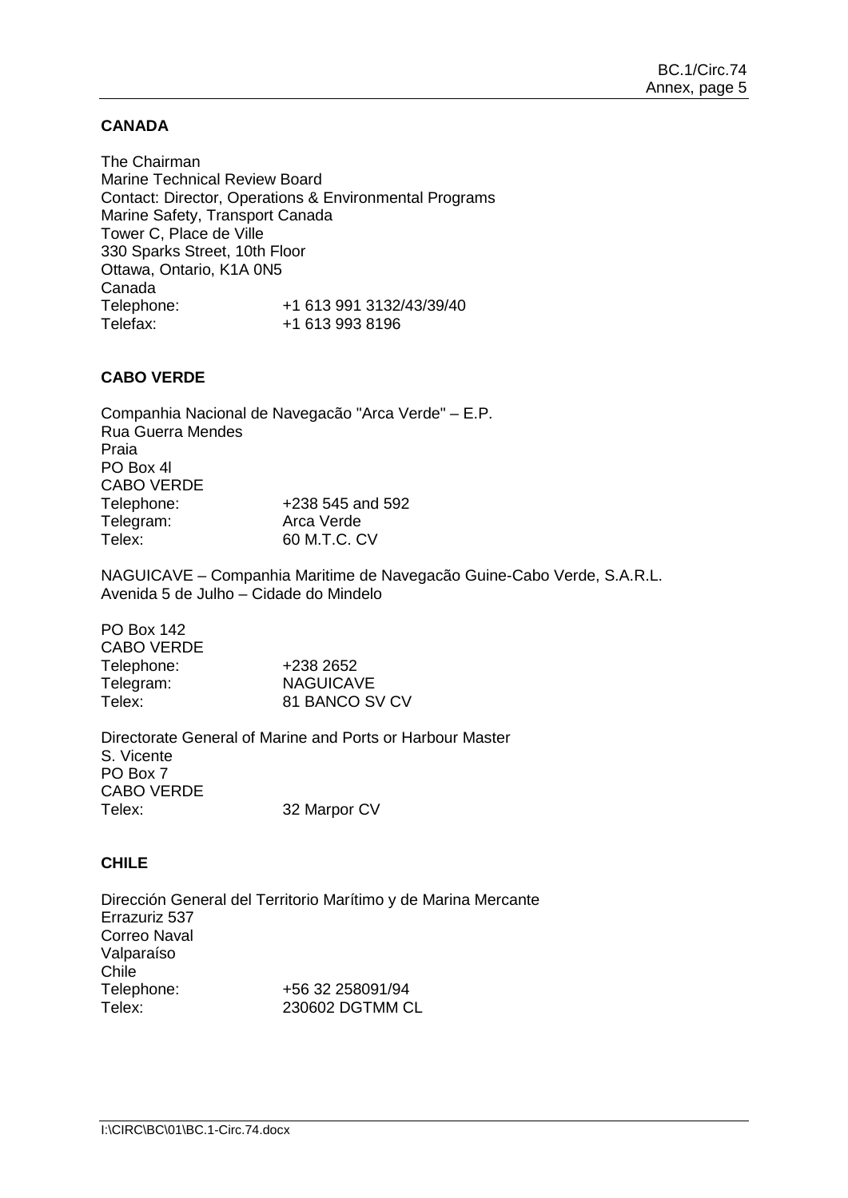**CANADA**

The Chairman
Marine Technical Review Board
Contact: Director, Operations & Environmental Programs
Marine Safety, Transport Canada
Tower C, Place de Ville
330 Sparks Street, 10th Floor
Ottawa, Ontario, K1A 0N5
Canada

Telephone: +1 613 991 3132/43/39/40
Telefax: +1 613 993 8196

**CABO VERDE**

Companhia Nacional de Navegacão "Arca Verde" – E.P.
Rua Guerra Mendes
Praia
PO Box 4l
CABO VERDE

Telephone: +238 545 and 592
Telegram: Arca Verde
Telex: 60 M.T.C. CV

NAGUICAVE – Companhia Maritime de Navegacão Guine-Cabo Verde, S.A.R.L.
Avenida 5 de Julho – Cidade do Mindelo

PO Box 142
CABO VERDE

Telephone: +238 2652
Telegram: NAGUICAVE
Telex: 81 BANCO SV CV

Directorate General of Marine and Ports or Harbour Master
S. Vicente
PO Box 7
CABO VERDE

Telex: 32 Marpor CV

**CHILE**

Dirección General del Territorio Marítimo y de Marina Mercante
Errazuriz 537
Correo Naval
Valparaíso
Chile

Telephone: +56 32 258091/94
Telex: 230602 DGTMM CL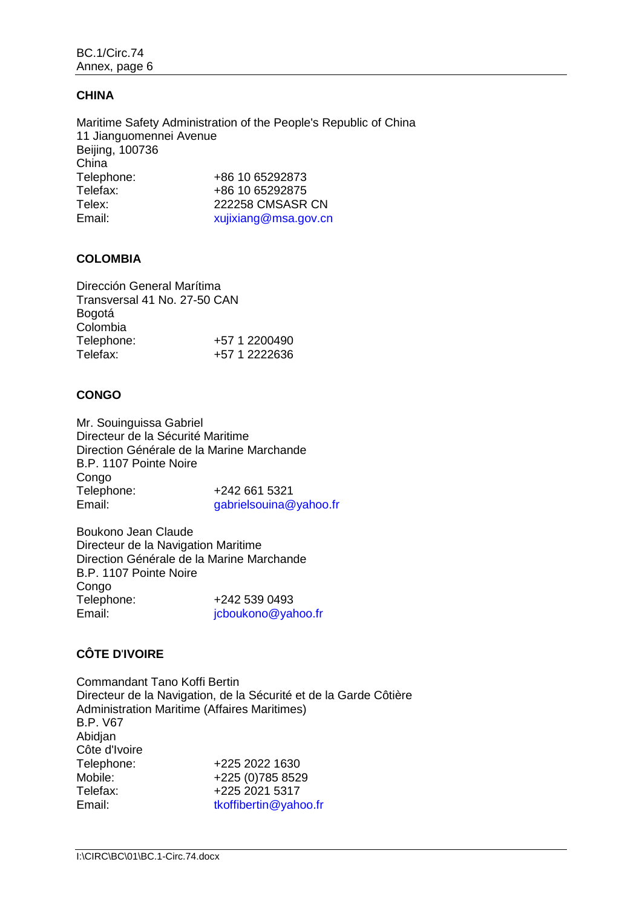**CHINA**

Maritime Safety Administration of the People's Republic of China
11 Jianguomennei Avenue
Beijing, 100736
China

| | |
|---|---|
| Telephone: | +86 10 65292873 |
| Telefax: | +86 10 65292875 |
| Telex: | 222258 CMSASR CN |
| Email: | xujixiang@msa.gov.cn |

**COLOMBIA**

Dirección General Marítima
Transversal 41 No. 27-50 CAN
Bogotá
Colombia

| | |
|---|---|
| Telephone: | +57 1 2200490 |
| Telefax: | +57 1 2222636 |

**CONGO**

Mr. Souinguissa Gabriel
Directeur de la Sécurité Maritime
Direction Générale de la Marine Marchande
B.P. 1107 Pointe Noire
Congo

| | |
|---|---|
| Telephone: | +242 661 5321 |
| Email: | gabrielsouina@yahoo.fr |

Boukono Jean Claude
Directeur de la Navigation Maritime
Direction Générale de la Marine Marchande
B.P. 1107 Pointe Noire
Congo

| | |
|---|---|
| Telephone: | +242 539 0493 |
| Email: | jcboukono@yahoo.fr |

**CÔTE D'IVOIRE**

Commandant Tano Koffi Bertin
Directeur de la Navigation, de la Sécurité et de la Garde Côtière
Administration Maritime (Affaires Maritimes)
B.P. V67
Abidjan
Côte d'Ivoire

| | |
|---|---|
| Telephone: | +225 2022 1630 |
| Mobile: | +225 (0)785 8529 |
| Telefax: | +225 2021 5317 |
| Email: | tkoffibertin@yahoo.fr |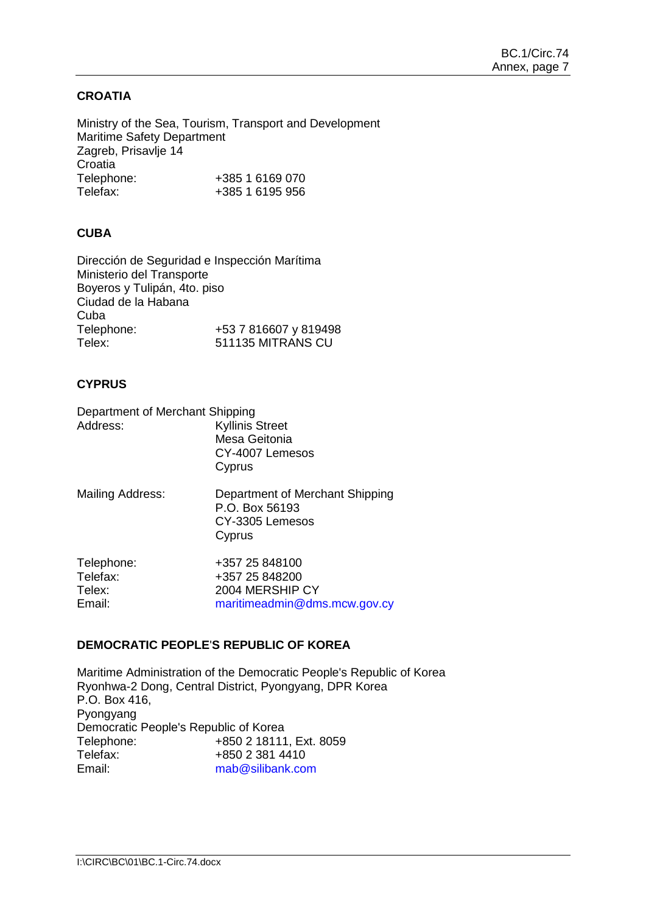**CROATIA**

Ministry of the Sea, Tourism, Transport and Development
Maritime Safety Department
Zagreb, Prisavlje 14
Croatia

| | |
|---|---|
| Telephone: | +385 1 6169 070 |
| Telefax: | +385 1 6195 956 |

**CUBA**

Dirección de Seguridad e Inspección Marítima
Ministerio del Transporte
Boyeros y Tulipán, 4to. piso
Ciudad de la Habana
Cuba

| | |
|---|---|
| Telephone: | +53 7 816607 y 819498 |
| Telex: | 511135 MITRANS CU |

**CYPRUS**

Department of Merchant Shipping

| | |
|---|---|
| Address: | Kyllinis Street<br>Mesa Geitonia<br>CY-4007 Lemesos<br>Cyprus |
| Mailing Address: | Department of Merchant Shipping<br>P.O. Box 56193<br>CY-3305 Lemesos<br>Cyprus |
| Telephone: | +357 25 848100 |
| Telefax: | +357 25 848200 |
| Telex: | 2004 MERSHIP CY |
| Email: | maritimeadmin@dms.mcw.gov.cy |

**DEMOCRATIC PEOPLE'S REPUBLIC OF KOREA**

Maritime Administration of the Democratic People's Republic of Korea
Ryonhwa-2 Dong, Central District, Pyongyang, DPR Korea
P.O. Box 416,
Pyongyang
Democratic People's Republic of Korea

| | |
|---|---|
| Telephone: | +850 2 18111, Ext. 8059 |
| Telefax: | +850 2 381 4410 |
| Email: | mab@silibank.com |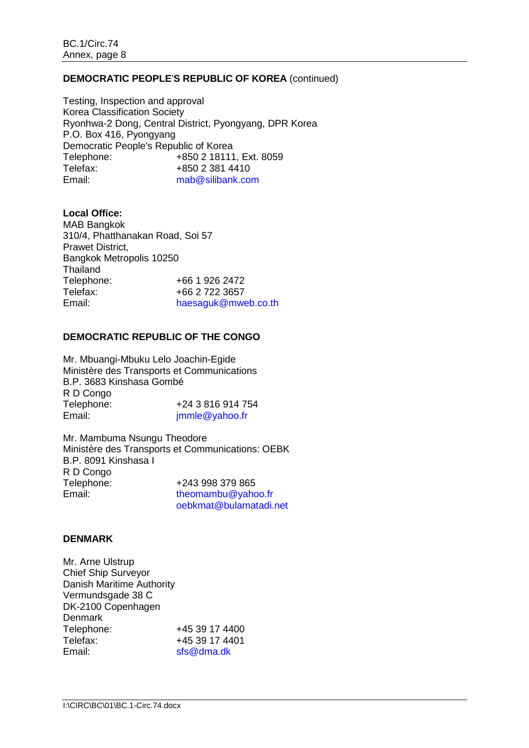**DEMOCRATIC PEOPLE'S REPUBLIC OF KOREA** (continued)

Testing, Inspection and approval
Korea Classification Society
Ryonhwa-2 Dong, Central District, Pyongyang, DPR Korea
P.O. Box 416, Pyongyang
Democratic People's Republic of Korea
Telephone: +850 2 18111, Ext. 8059
Telefax: +850 2 381 4410
Email: mab@silibank.com

**Local Office:**
MAB Bangkok
310/4, Phatthanakan Road, Soi 57
Prawet District,
Bangkok Metropolis 10250
Thailand
Telephone: +66 1 926 2472
Telefax: +66 2 722 3657
Email: haesaguk@mweb.co.th

**DEMOCRATIC REPUBLIC OF THE CONGO**

Mr. Mbuangi-Mbuku Lelo Joachin-Egide
Ministère des Transports et Communications
B.P. 3683 Kinshasa Gombé
R D Congo
Telephone: +24 3 816 914 754
Email: jmmle@yahoo.fr

Mr. Mambuma Nsungu Theodore
Ministère des Transports et Communications: OEBK
B.P. 8091 Kinshasa I
R D Congo
Telephone: +243 998 379 865
Email: theomambu@yahoo.fr
oebkmat@bulamatadi.net

**DENMARK**

Mr. Arne Ulstrup
Chief Ship Surveyor
Danish Maritime Authority
Vermundsgade 38 C
DK-2100 Copenhagen
Denmark
Telephone: +45 39 17 4400
Telefax: +45 39 17 4401
Email: sfs@dma.dk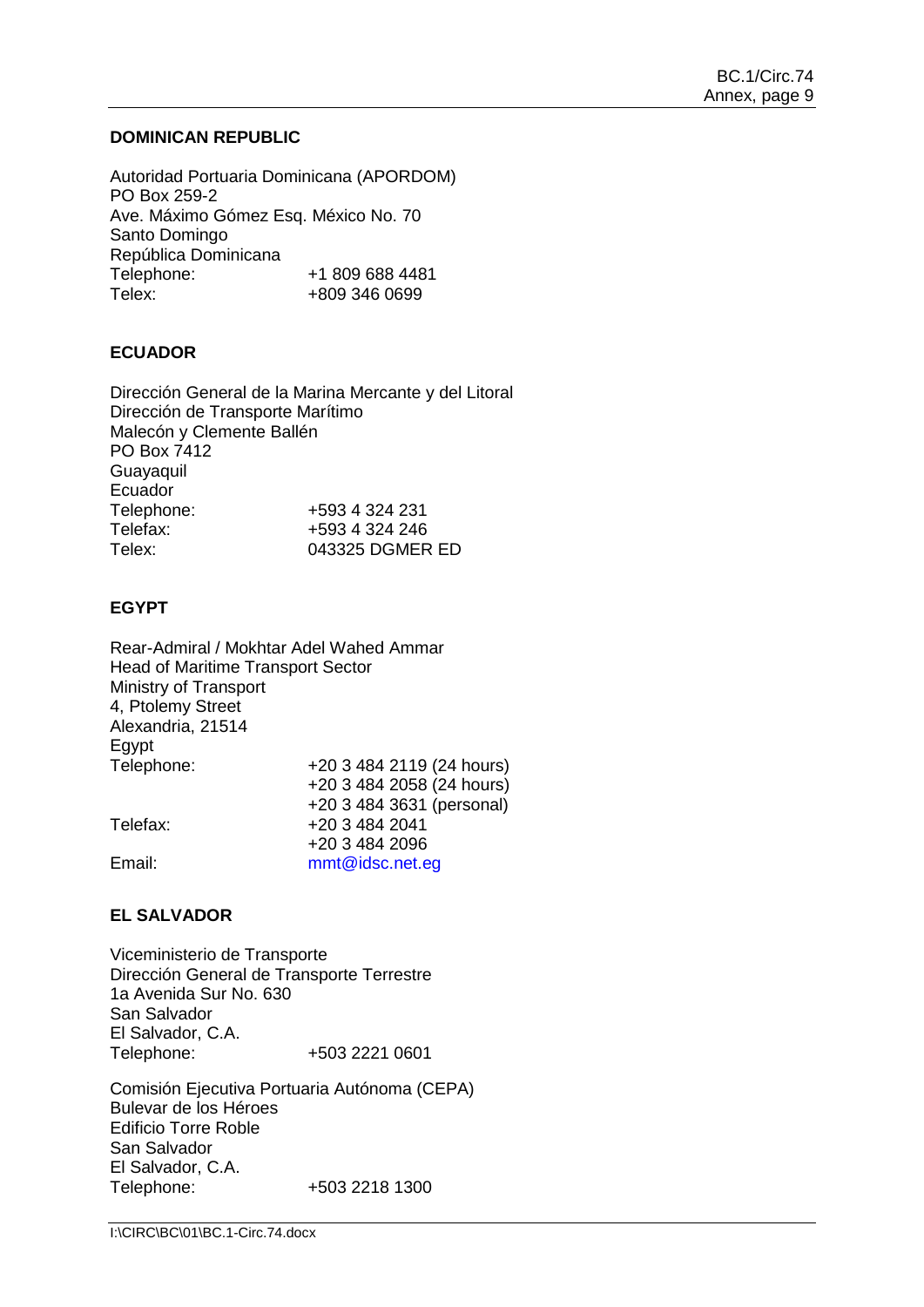**DOMINICAN REPUBLIC**

Autoridad Portuaria Dominicana (APORDOM)
PO Box 259-2
Ave. Máximo Gómez Esq. México No. 70
Santo Domingo
República Dominicana
Telephone: +1 809 688 4481
Telex: +809 346 0699

**ECUADOR**

Dirección General de la Marina Mercante y del Litoral
Dirección de Transporte Marítimo
Malecón y Clemente Ballén
PO Box 7412
Guayaquil
Ecuador
Telephone: +593 4 324 231
Telefax: +593 4 324 246
Telex: 043325 DGMER ED

**EGYPT**

Rear-Admiral / Mokhtar Adel Wahed Ammar
Head of Maritime Transport Sector
Ministry of Transport
4, Ptolemy Street
Alexandria, 21514
Egypt
Telephone: +20 3 484 2119 (24 hours)
+20 3 484 2058 (24 hours)
+20 3 484 3631 (personal)
Telefax: +20 3 484 2041
+20 3 484 2096
Email: mmt@idsc.net.eg

**EL SALVADOR**

Viceministerio de Transporte
Dirección General de Transporte Terrestre
1a Avenida Sur No. 630
San Salvador
El Salvador, C.A.
Telephone: +503 2221 0601

Comisión Ejecutiva Portuaria Autónoma (CEPA)
Bulevar de los Héroes
Edificio Torre Roble
San Salvador
El Salvador, C.A.
Telephone: +503 2218 1300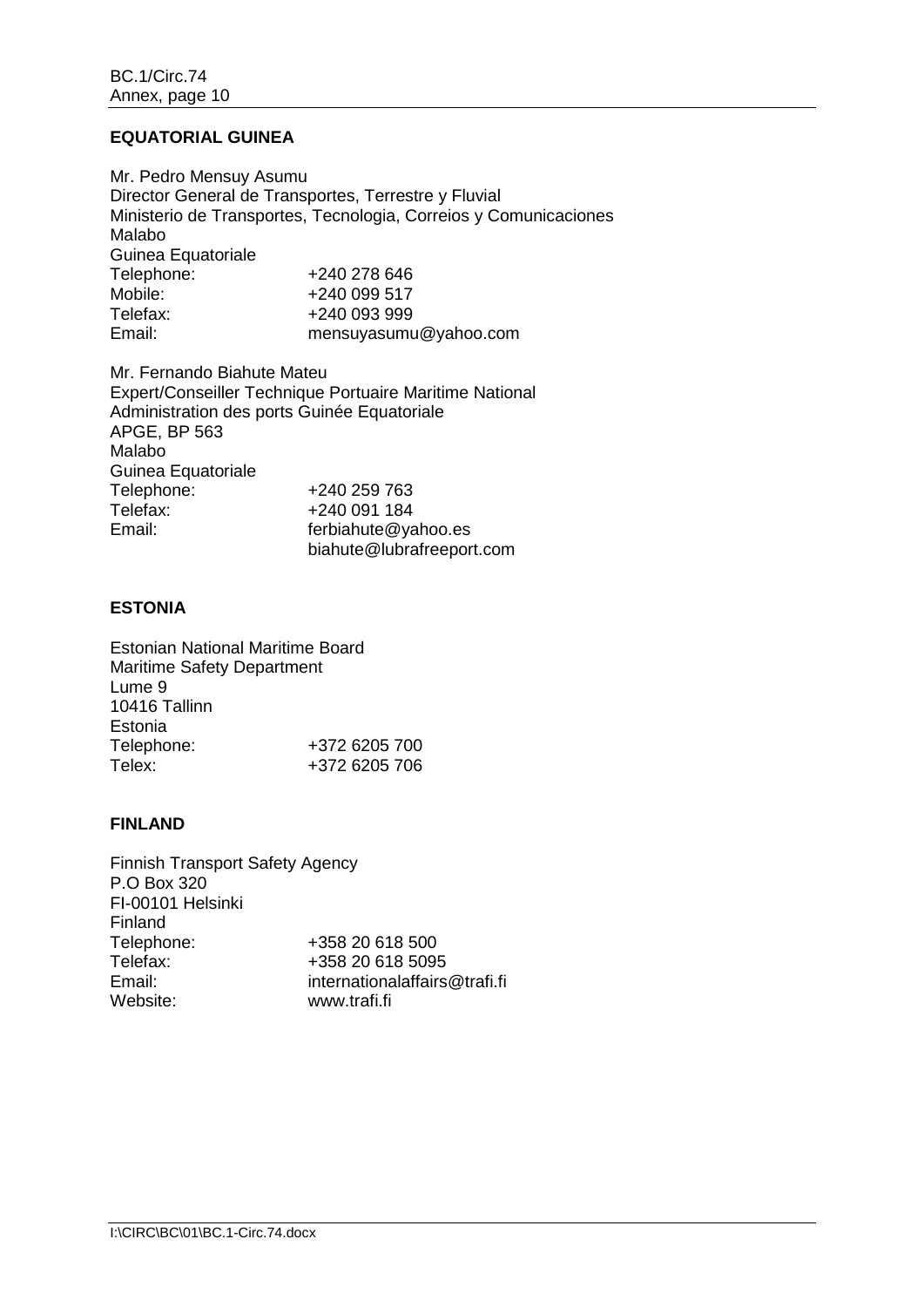## EQUATORIAL GUINEA

Mr. Pedro Mensuy Asumu
Director General de Transportes, Terrestre y Fluvial
Ministerio de Transportes, Tecnologia, Correios y Comunicaciones
Malabo
Guinea Equatoriale

| | |
|---|---|
| Telephone: | +240 278 646 |
| Mobile: | +240 099 517 |
| Telefax: | +240 093 999 |
| Email: | mensuyasumu@yahoo.com |

Mr. Fernando Biahute Mateu
Expert/Conseiller Technique Portuaire Maritime National
Administration des ports Guinée Equatoriale
APGE, BP 563
Malabo
Guinea Equatoriale

| | |
|---|---|
| Telephone: | +240 259 763 |
| Telefax: | +240 091 184 |
| Email: | ferbiahute@yahoo.es<br>biahute@lubrafreeport.com |

## ESTONIA

Estonian National Maritime Board
Maritime Safety Department
Lume 9
10416 Tallinn
Estonia

| | |
|---|---|
| Telephone: | +372 6205 700 |
| Telex: | +372 6205 706 |

## FINLAND

Finnish Transport Safety Agency
P.O Box 320
FI-00101 Helsinki
Finland

| | |
|---|---|
| Telephone: | +358 20 618 500 |
| Telefax: | +358 20 618 5095 |
| Email: | internationalaffairs@trafi.fi |
| Website: | www.trafi.fi |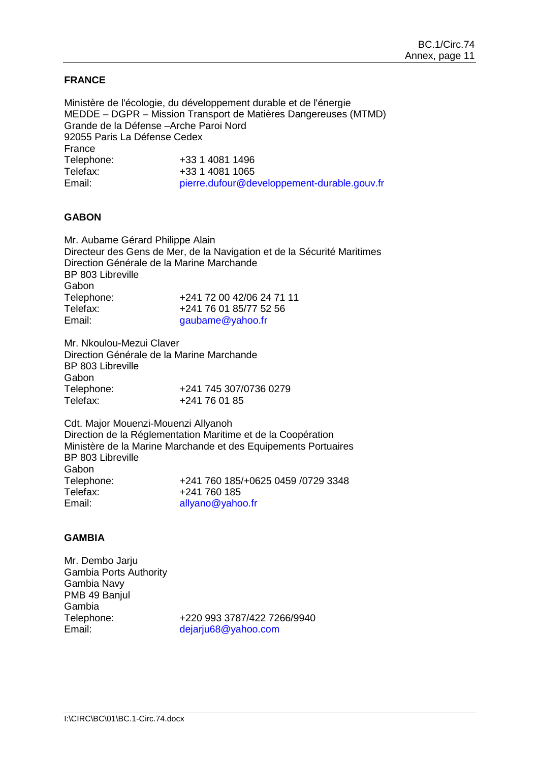**FRANCE**

Ministère de l'écologie, du développement durable et de l'énergie
MEDDE – DGPR – Mission Transport de Matières Dangereuses (MTMD)
Grande de la Défense –Arche Paroi Nord
92055 Paris La Défense Cedex
France

| | |
|---|---|
| Telephone: | +33 1 4081 1496 |
| Telefax: | +33 1 4081 1065 |
| Email: | pierre.dufour@developpement-durable.gouv.fr |

**GABON**

Mr. Aubame Gérard Philippe Alain
Directeur des Gens de Mer, de la Navigation et de la Sécurité Maritimes
Direction Générale de la Marine Marchande
BP 803 Libreville
Gabon

| | |
|---|---|
| Telephone: | +241 72 00 42/06 24 71 11 |
| Telefax: | +241 76 01 85/77 52 56 |
| Email: | gaubame@yahoo.fr |

Mr. Nkoulou-Mezui Claver
Direction Générale de la Marine Marchande
BP 803 Libreville
Gabon

| | |
|---|---|
| Telephone: | +241 745 307/0736 0279 |
| Telefax: | +241 76 01 85 |

Cdt. Major Mouenzi-Mouenzi Allyanoh
Direction de la Réglementation Maritime et de la Coopération
Ministère de la Marine Marchande et des Equipements Portuaires
BP 803 Libreville
Gabon

| | |
|---|---|
| Telephone: | +241 760 185/+0625 0459 /0729 3348 |
| Telefax: | +241 760 185 |
| Email: | allyano@yahoo.fr |

**GAMBIA**

Mr. Dembo Jarju
Gambia Ports Authority
Gambia Navy
PMB 49 Banjul
Gambia

| | |
|---|---|
| Telephone: | +220 993 3787/422 7266/9940 |
| Email: | dejarju68@yahoo.com |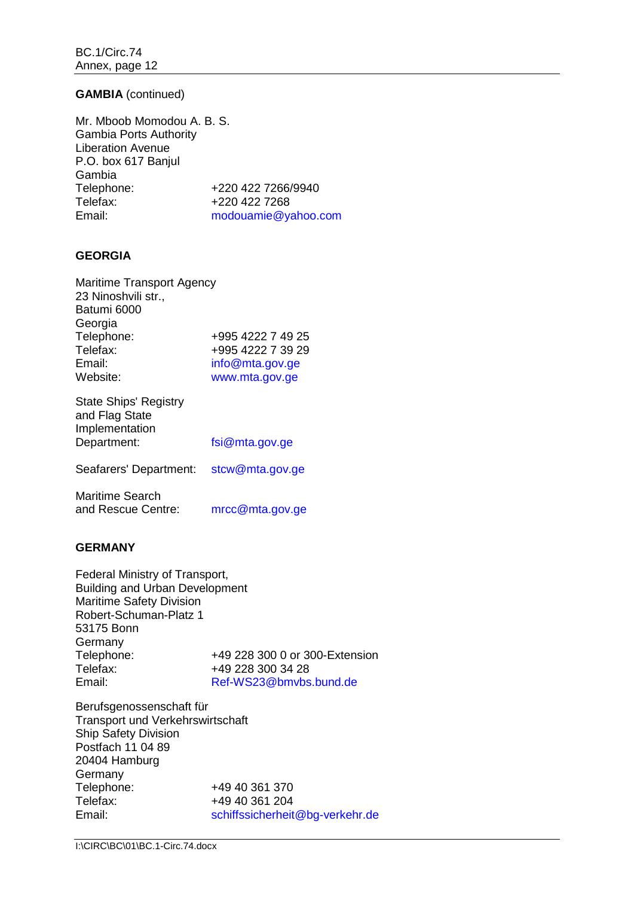**GAMBIA** (continued)

Mr. Mboob Momodou A. B. S.
Gambia Ports Authority
Liberation Avenue
P.O. box 617 Banjul
Gambia

| | |
|---|---|
| Telephone: | +220 422 7266/9940 |
| Telefax: | +220 422 7268 |
| Email: | modouamie@yahoo.com |

**GEORGIA**

Maritime Transport Agency
23 Ninoshvili str.,
Batumi 6000
Georgia

| | |
|---|---|
| Telephone: | +995 4222 7 49 25 |
| Telefax: | +995 4222 7 39 29 |
| Email: | info@mta.gov.ge |
| Website: | www.mta.gov.ge |

| | |
|---|---|
| State Ships' Registry and Flag State Implementation Department: | fsi@mta.gov.ge |
| Seafarers' Department: | stcw@mta.gov.ge |
| Maritime Search and Rescue Centre: | mrcc@mta.gov.ge |

**GERMANY**

Federal Ministry of Transport,
Building and Urban Development
Maritime Safety Division
Robert-Schuman-Platz 1
53175 Bonn
Germany

| | |
|---|---|
| Telephone: | +49 228 300 0 or 300-Extension |
| Telefax: | +49 228 300 34 28 |
| Email: | Ref-WS23@bmvbs.bund.de |

Berufsgenossenschaft für
Transport und Verkehrswirtschaft
Ship Safety Division
Postfach 11 04 89
20404 Hamburg
Germany

| | |
|---|---|
| Telephone: | +49 40 361 370 |
| Telefax: | +49 40 361 204 |
| Email: | schiffssicherheit@bg-verkehr.de |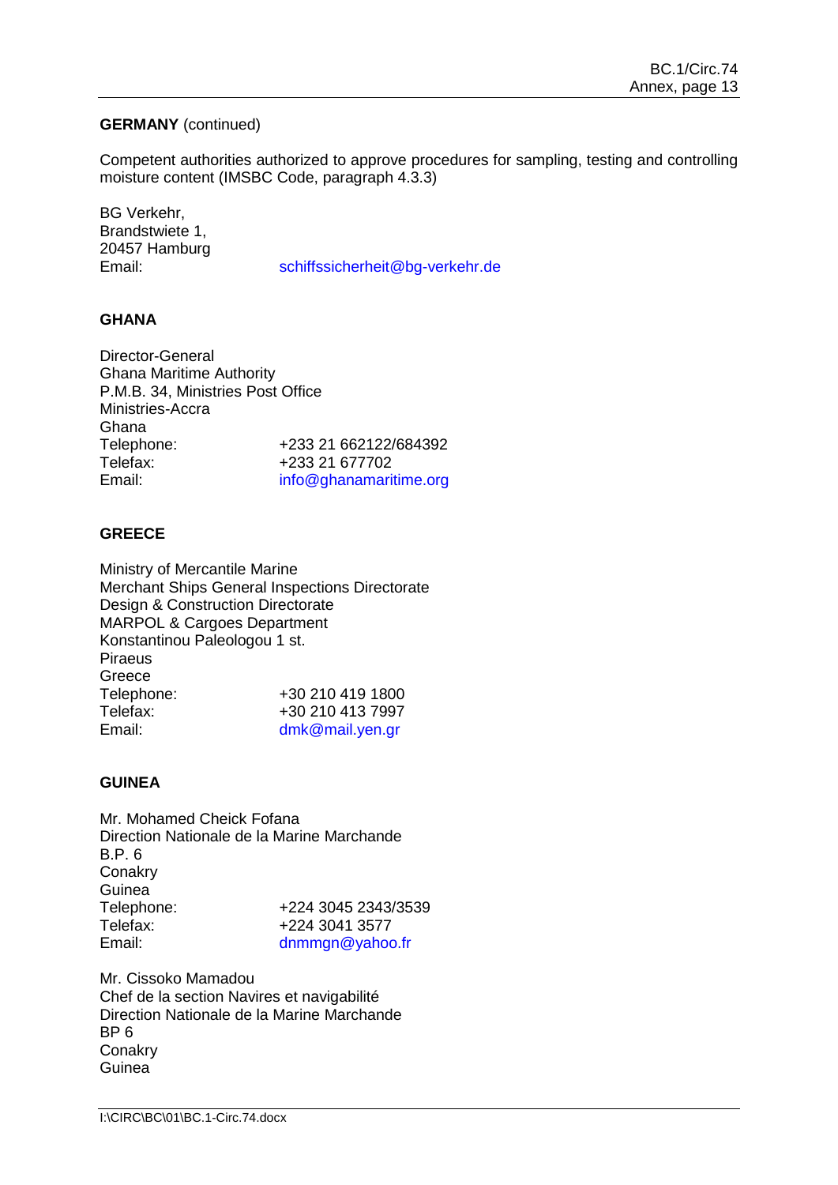**GERMANY** (continued)

Competent authorities authorized to approve procedures for sampling, testing and controlling moisture content (IMSBC Code, paragraph 4.3.3)

BG Verkehr,  
Brandstwiete 1,  
20457 Hamburg  
Email: schiffssicherheit@bg-verkehr.de

**GHANA**

Director-General  
Ghana Maritime Authority  
P.M.B. 34, Ministries Post Office  
Ministries-Accra  
Ghana  
Telephone: +233 21 662122/684392  
Telefax: +233 21 677702  
Email: info@ghanamaritime.org

**GREECE**

Ministry of Mercantile Marine  
Merchant Ships General Inspections Directorate  
Design & Construction Directorate  
MARPOL & Cargoes Department  
Konstantinou Paleologou 1 st.  
Piraeus  
Greece  
Telephone: +30 210 419 1800  
Telefax: +30 210 413 7997  
Email: dmk@mail.yen.gr

**GUINEA**

Mr. Mohamed Cheick Fofana  
Direction Nationale de la Marine Marchande  
B.P. 6  
Conakry  
Guinea  
Telephone: +224 3045 2343/3539  
Telefax: +224 3041 3577  
Email: dnmmgn@yahoo.fr

Mr. Cissoko Mamadou  
Chef de la section Navires et navigabilité  
Direction Nationale de la Marine Marchande  
BP 6  
Conakry  
Guinea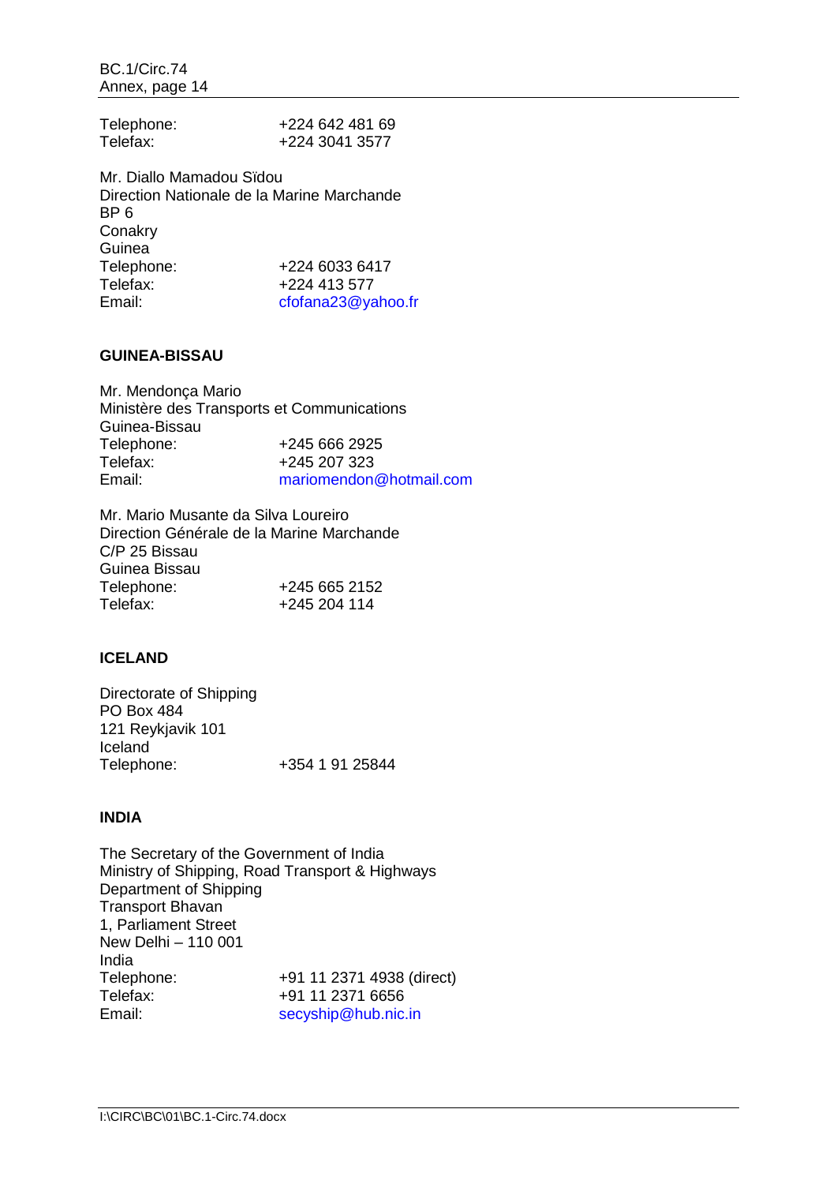Telephone: +224 642 481 69
Telefax: +224 3041 3577

Mr. Diallo Mamadou Sïdou
Direction Nationale de la Marine Marchande
BP 6
Conakry
Guinea
Telephone: +224 6033 6417
Telefax: +224 413 577
Email: cfofana23@yahoo.fr

**GUINEA-BISSAU**

Mr. Mendonça Mario
Ministère des Transports et Communications
Guinea-Bissau
Telephone: +245 666 2925
Telefax: +245 207 323
Email: mariomendon@hotmail.com

Mr. Mario Musante da Silva Loureiro
Direction Générale de la Marine Marchande
C/P 25 Bissau
Guinea Bissau
Telephone: +245 665 2152
Telefax: +245 204 114

**ICELAND**

Directorate of Shipping
PO Box 484
121 Reykjavik 101
Iceland
Telephone: +354 1 91 25844

**INDIA**

The Secretary of the Government of India
Ministry of Shipping, Road Transport & Highways
Department of Shipping
Transport Bhavan
1, Parliament Street
New Delhi – 110 001
India
Telephone: +91 11 2371 4938 (direct)
Telefax: +91 11 2371 6656
Email: secyship@hub.nic.in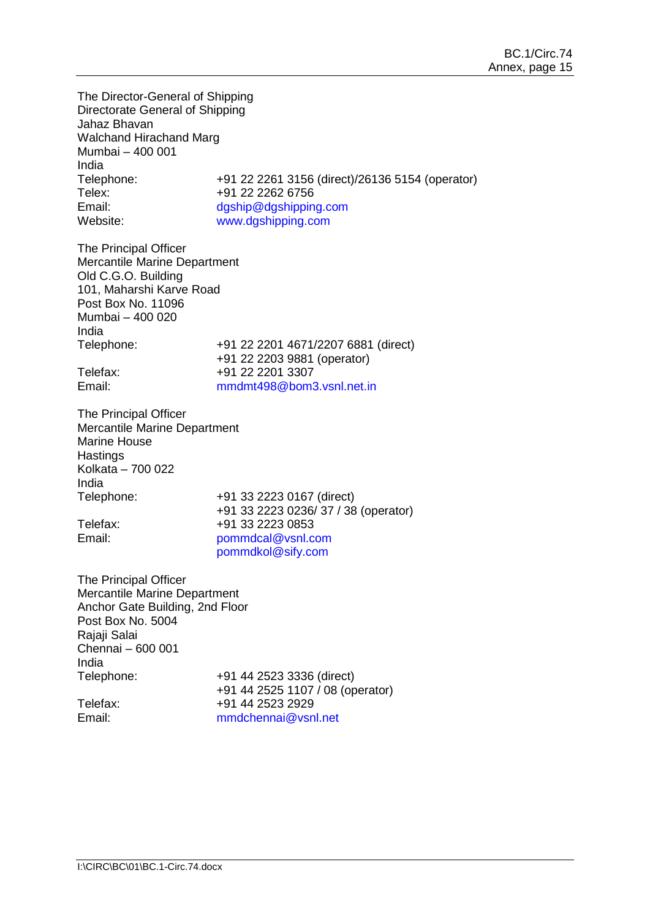The Director-General of Shipping
Directorate General of Shipping
Jahaz Bhavan
Walchand Hirachand Marg
Mumbai – 400 001
India

| | |
|---|---|
| Telephone: | +91 22 2261 3156 (direct)/26136 5154 (operator) |
| Telex: | +91 22 2262 6756 |
| Email: | dgship@dgshipping.com |
| Website: | www.dgshipping.com |

The Principal Officer
Mercantile Marine Department
Old C.G.O. Building
101, Maharshi Karve Road
Post Box No. 11096
Mumbai – 400 020
India

| | |
|---|---|
| Telephone: | +91 22 2201 4671/2207 6881 (direct)<br>+91 22 2203 9881 (operator) |
| Telefax: | +91 22 2201 3307 |
| Email: | mmdmt498@bom3.vsnl.net.in |

The Principal Officer
Mercantile Marine Department
Marine House
Hastings
Kolkata – 700 022
India

| | |
|---|---|
| Telephone: | +91 33 2223 0167 (direct)<br>+91 33 2223 0236/ 37 / 38 (operator) |
| Telefax: | +91 33 2223 0853 |
| Email: | pommdcal@vsnl.com<br>pommdkol@sify.com |

The Principal Officer
Mercantile Marine Department
Anchor Gate Building, 2nd Floor
Post Box No. 5004
Rajaji Salai
Chennai – 600 001
India

| | |
|---|---|
| Telephone: | +91 44 2523 3336 (direct)<br>+91 44 2525 1107 / 08 (operator) |
| Telefax: | +91 44 2523 2929 |
| Email: | mmdchennai@vsnl.net |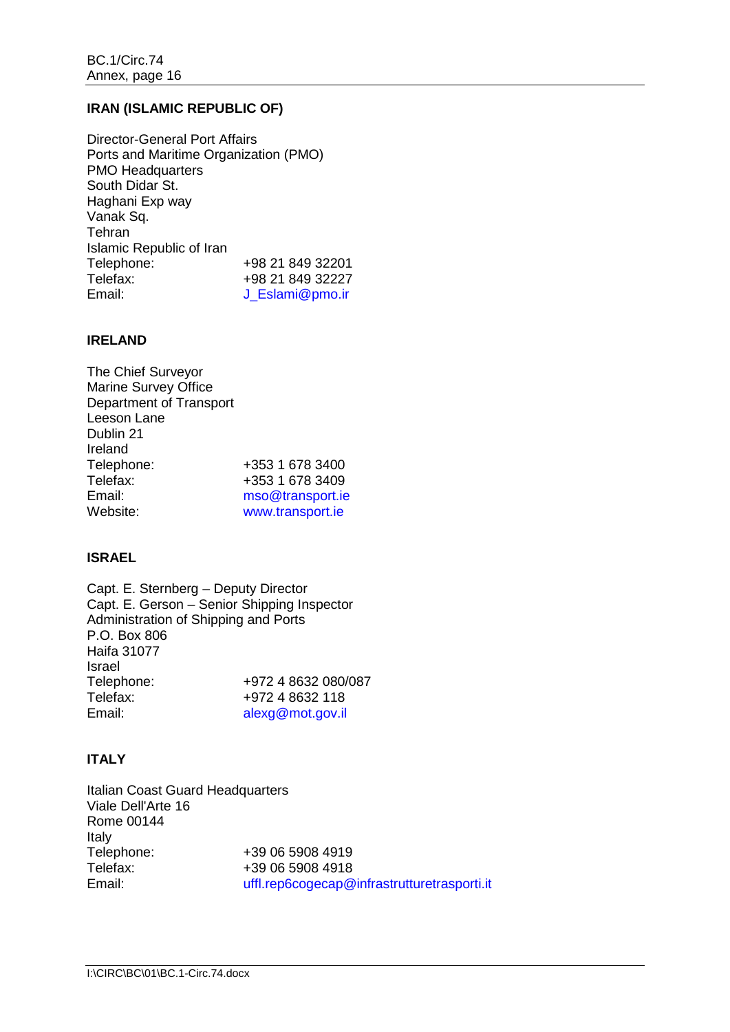**IRAN (ISLAMIC REPUBLIC OF)**

Director-General Port Affairs
Ports and Maritime Organization (PMO)
PMO Headquarters
South Didar St.
Haghani Exp way
Vanak Sq.
Tehran
Islamic Republic of Iran
Telephone: +98 21 849 32201
Telefax: +98 21 849 32227
Email: J_Eslami@pmo.ir

**IRELAND**

The Chief Surveyor
Marine Survey Office
Department of Transport
Leeson Lane
Dublin 21
Ireland
Telephone: +353 1 678 3400
Telefax: +353 1 678 3409
Email: mso@transport.ie
Website: www.transport.ie

**ISRAEL**

Capt. E. Sternberg – Deputy Director
Capt. E. Gerson – Senior Shipping Inspector
Administration of Shipping and Ports
P.O. Box 806
Haifa 31077
Israel
Telephone: +972 4 8632 080/087
Telefax: +972 4 8632 118
Email: alexg@mot.gov.il

**ITALY**

Italian Coast Guard Headquarters
Viale Dell'Arte 16
Rome 00144
Italy
Telephone: +39 06 5908 4919
Telefax: +39 06 5908 4918
Email: uffl.rep6cogecap@infrastrutturetrasporti.it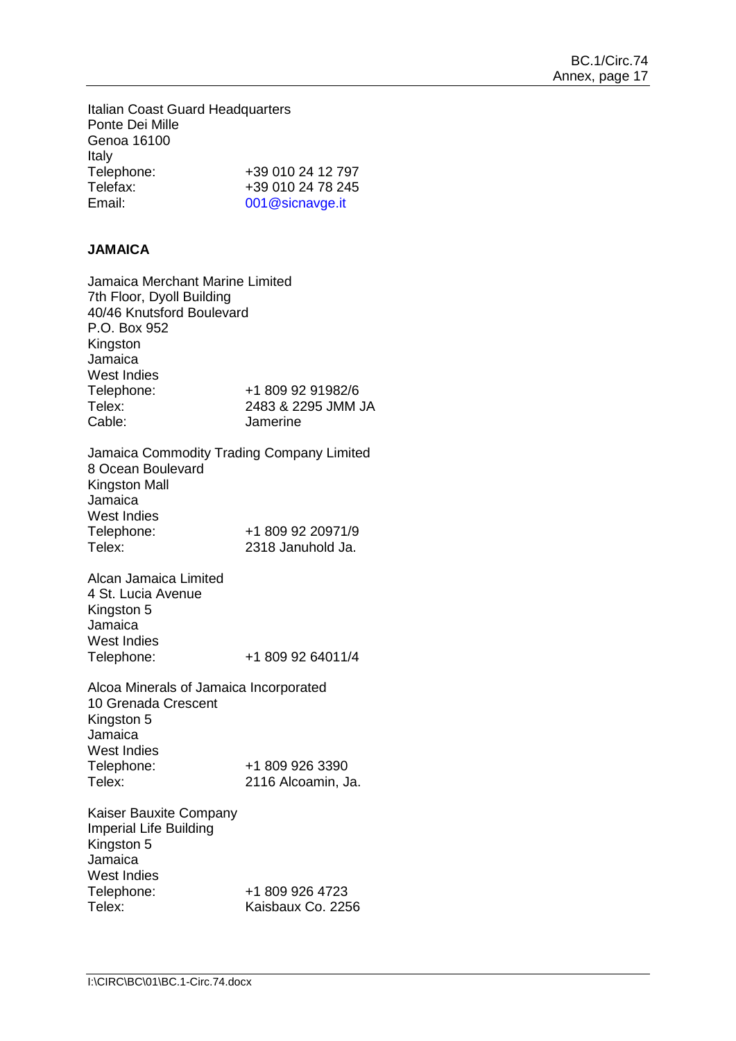Italian Coast Guard Headquarters
Ponte Dei Mille
Genoa 16100
Italy

| | |
|---|---|
| Telephone: | +39 010 24 12 797 |
| Telefax: | +39 010 24 78 245 |
| Email: | 001@sicnavge.it |

**JAMAICA**

Jamaica Merchant Marine Limited
7th Floor, Dyoll Building
40/46 Knutsford Boulevard
P.O. Box 952
Kingston
Jamaica
West Indies

| | |
|---|---|
| Telephone: | +1 809 92 91982/6 |
| Telex: | 2483 & 2295 JMM JA |
| Cable: | Jamerine |

Jamaica Commodity Trading Company Limited
8 Ocean Boulevard
Kingston Mall
Jamaica
West Indies

| | |
|---|---|
| Telephone: | +1 809 92 20971/9 |
| Telex: | 2318 Januhold Ja. |

Alcan Jamaica Limited
4 St. Lucia Avenue
Kingston 5
Jamaica
West Indies

| | |
|---|---|
| Telephone: | +1 809 92 64011/4 |

Alcoa Minerals of Jamaica Incorporated
10 Grenada Crescent
Kingston 5
Jamaica
West Indies

| | |
|---|---|
| Telephone: | +1 809 926 3390 |
| Telex: | 2116 Alcoamin, Ja. |

Kaiser Bauxite Company
Imperial Life Building
Kingston 5
Jamaica
West Indies

| | |
|---|---|
| Telephone: | +1 809 926 4723 |
| Telex: | Kaisbaux Co. 2256 |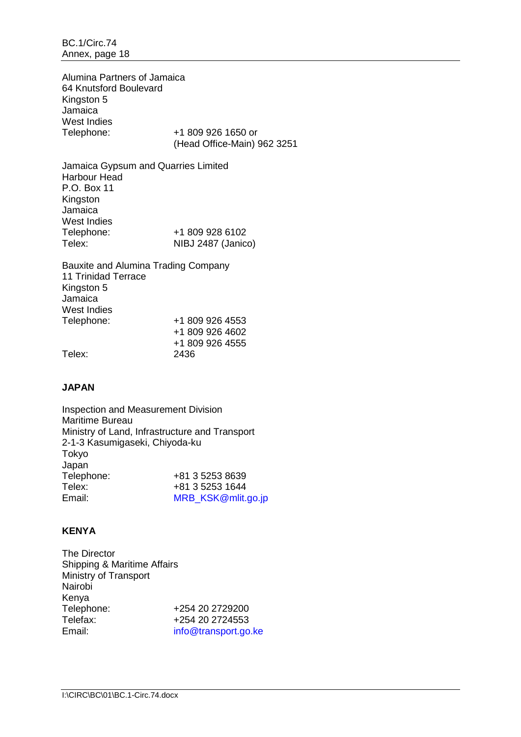Alumina Partners of Jamaica
64 Knutsford Boulevard
Kingston 5
Jamaica
West Indies
Telephone: +1 809 926 1650 or
(Head Office-Main) 962 3251

Jamaica Gypsum and Quarries Limited
Harbour Head
P.O. Box 11
Kingston
Jamaica
West Indies
Telephone: +1 809 928 6102
Telex: NIBJ 2487 (Janico)

Bauxite and Alumina Trading Company
11 Trinidad Terrace
Kingston 5
Jamaica
West Indies
Telephone: +1 809 926 4553
+1 809 926 4602
+1 809 926 4555
Telex: 2436

**JAPAN**

Inspection and Measurement Division
Maritime Bureau
Ministry of Land, Infrastructure and Transport
2-1-3 Kasumigaseki, Chiyoda-ku
Tokyo
Japan
Telephone: +81 3 5253 8639
Telex: +81 3 5253 1644
Email: MRB_KSK@mlit.go.jp

**KENYA**

The Director
Shipping & Maritime Affairs
Ministry of Transport
Nairobi
Kenya
Telephone: +254 20 2729200
Telefax: +254 20 2724553
Email: info@transport.go.ke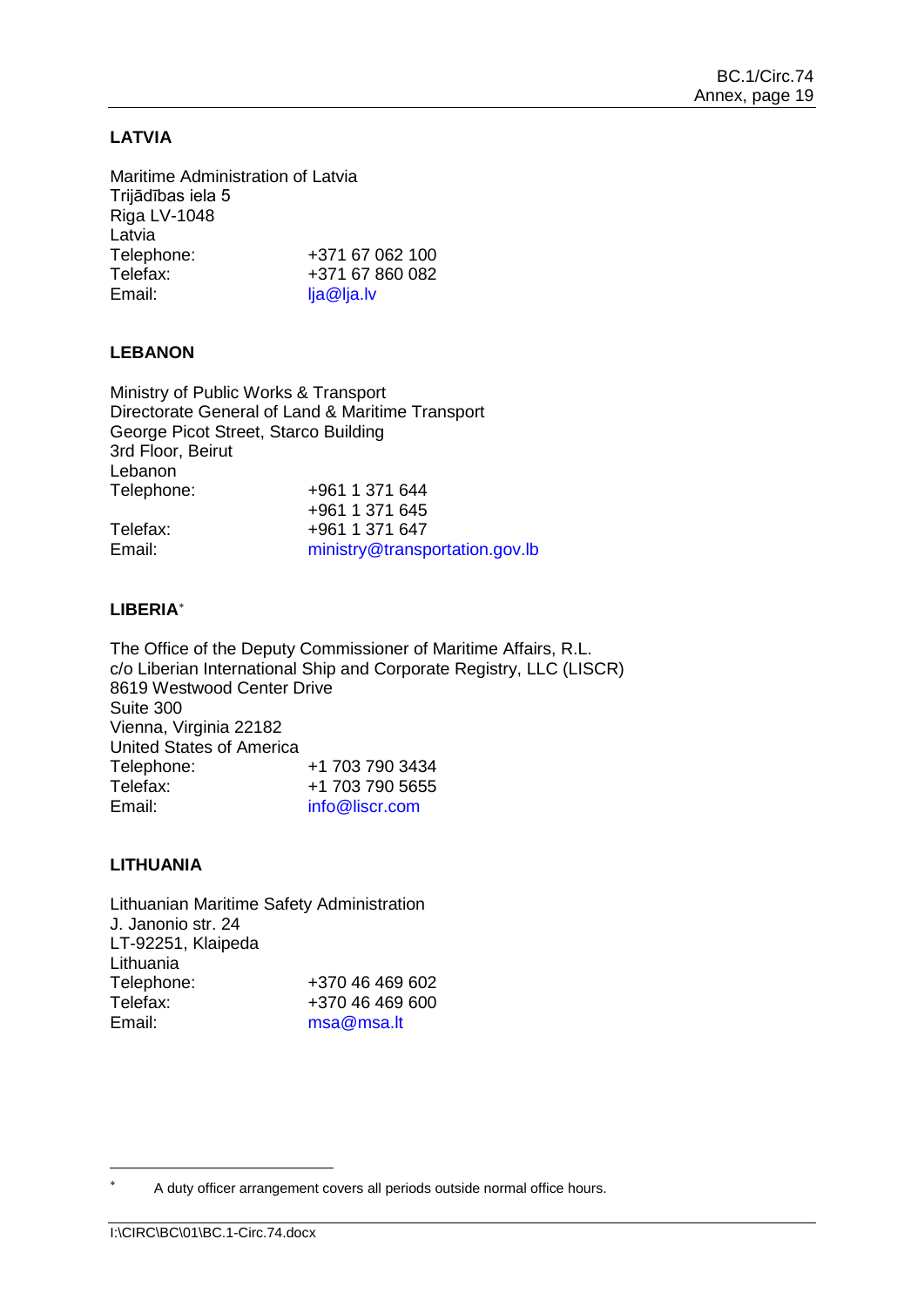**LATVIA**

Maritime Administration of Latvia
Trijādības iela 5
Riga LV-1048
Latvia

| | |
|---|---|
| Telephone: | +371 67 062 100 |
| Telefax: | +371 67 860 082 |
| Email: | lja@lja.lv |

**LEBANON**

Ministry of Public Works & Transport
Directorate General of Land & Maritime Transport
George Picot Street, Starco Building
3rd Floor, Beirut
Lebanon

| | |
|---|---|
| Telephone: | +961 1 371 644 |
| | +961 1 371 645 |
| Telefax: | +961 1 371 647 |
| Email: | ministry@transportation.gov.lb |

**LIBERIA**[*]

The Office of the Deputy Commissioner of Maritime Affairs, R.L.
c/o Liberian International Ship and Corporate Registry, LLC (LISCR)
8619 Westwood Center Drive
Suite 300
Vienna, Virginia 22182
United States of America

| | |
|---|---|
| Telephone: | +1 703 790 3434 |
| Telefax: | +1 703 790 5655 |
| Email: | info@liscr.com |

**LITHUANIA**

Lithuanian Maritime Safety Administration
J. Janonio str. 24
LT-92251, Klaipeda
Lithuania

| | |
|---|---|
| Telephone: | +370 46 469 602 |
| Telefax: | +370 46 469 600 |
| Email: | msa@msa.lt |

---

[*] A duty officer arrangement covers all periods outside normal office hours.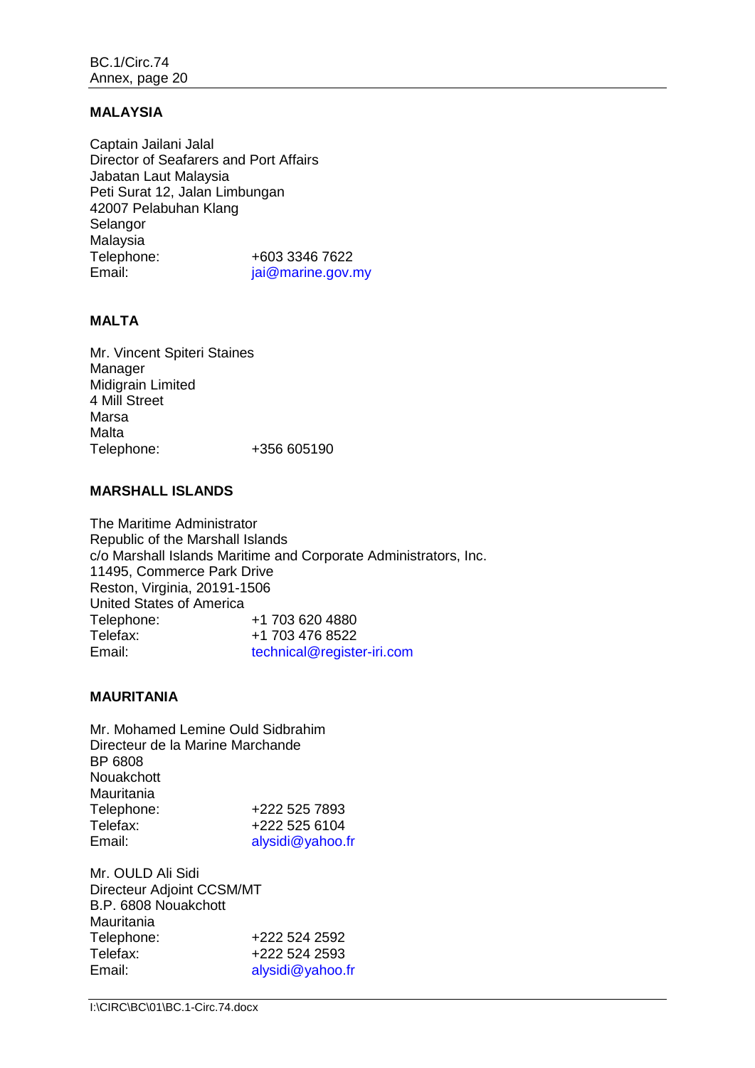**MALAYSIA**

Captain Jailani Jalal
Director of Seafarers and Port Affairs
Jabatan Laut Malaysia
Peti Surat 12, Jalan Limbungan
42007 Pelabuhan Klang
Selangor
Malaysia

| | |
|---|---|
| Telephone: | +603 3346 7622 |
| Email: | jai@marine.gov.my |

**MALTA**

Mr. Vincent Spiteri Staines
Manager
Midigrain Limited
4 Mill Street
Marsa
Malta

| | |
|---|---|
| Telephone: | +356 605190 |

**MARSHALL ISLANDS**

The Maritime Administrator
Republic of the Marshall Islands
c/o Marshall Islands Maritime and Corporate Administrators, Inc.
11495, Commerce Park Drive
Reston, Virginia, 20191-1506
United States of America

| | |
|---|---|
| Telephone: | +1 703 620 4880 |
| Telefax: | +1 703 476 8522 |
| Email: | technical@register-iri.com |

**MAURITANIA**

Mr. Mohamed Lemine Ould Sidbrahim
Directeur de la Marine Marchande
BP 6808
Nouakchott
Mauritania

| | |
|---|---|
| Telephone: | +222 525 7893 |
| Telefax: | +222 525 6104 |
| Email: | alysidi@yahoo.fr |

Mr. OULD Ali Sidi
Directeur Adjoint CCSM/MT
B.P. 6808 Nouakchott
Mauritania

| | |
|---|---|
| Telephone: | +222 524 2592 |
| Telefax: | +222 524 2593 |
| Email: | alysidi@yahoo.fr |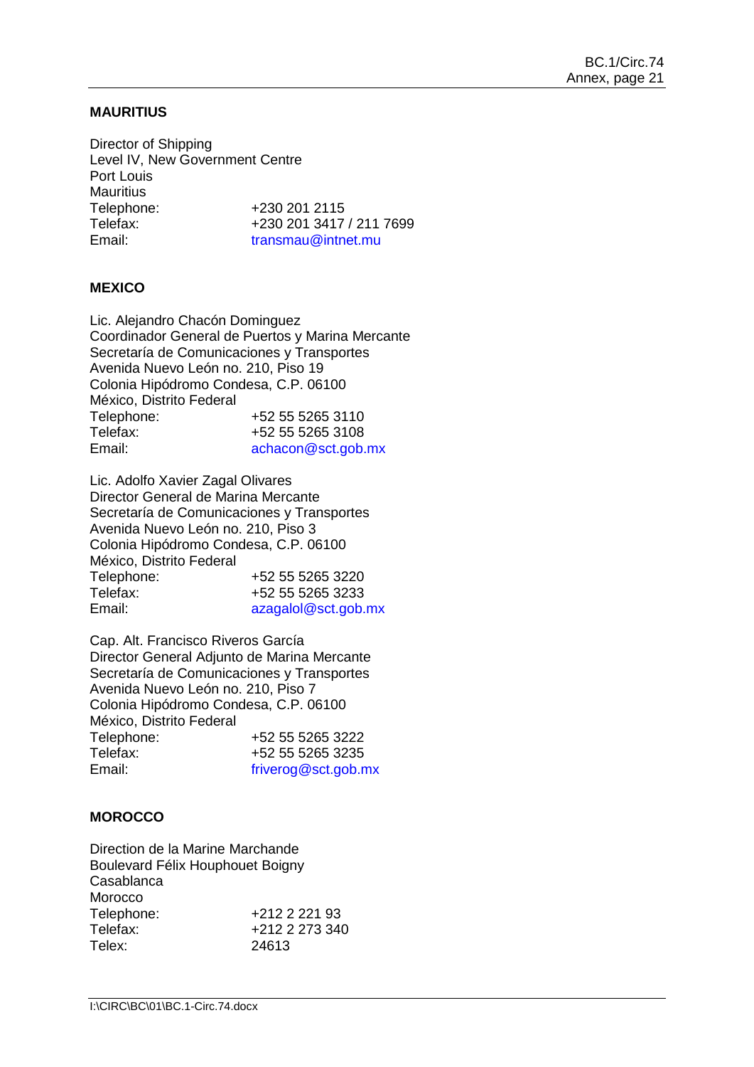**MAURITIUS**

Director of Shipping
Level IV, New Government Centre
Port Louis
Mauritius

| | |
|---|---|
| Telephone: | +230 201 2115 |
| Telefax: | +230 201 3417 / 211 7699 |
| Email: | transmau@intnet.mu |

**MEXICO**

Lic. Alejandro Chacón Dominguez
Coordinador General de Puertos y Marina Mercante
Secretaría de Comunicaciones y Transportes
Avenida Nuevo León no. 210, Piso 19
Colonia Hipódromo Condesa, C.P. 06100
México, Distrito Federal

| | |
|---|---|
| Telephone: | +52 55 5265 3110 |
| Telefax: | +52 55 5265 3108 |
| Email: | achacon@sct.gob.mx |

Lic. Adolfo Xavier Zagal Olivares
Director General de Marina Mercante
Secretaría de Comunicaciones y Transportes
Avenida Nuevo León no. 210, Piso 3
Colonia Hipódromo Condesa, C.P. 06100
México, Distrito Federal

| | |
|---|---|
| Telephone: | +52 55 5265 3220 |
| Telefax: | +52 55 5265 3233 |
| Email: | azagalol@sct.gob.mx |

Cap. Alt. Francisco Riveros García
Director General Adjunto de Marina Mercante
Secretaría de Comunicaciones y Transportes
Avenida Nuevo León no. 210, Piso 7
Colonia Hipódromo Condesa, C.P. 06100
México, Distrito Federal

| | |
|---|---|
| Telephone: | +52 55 5265 3222 |
| Telefax: | +52 55 5265 3235 |
| Email: | friverog@sct.gob.mx |

**MOROCCO**

Direction de la Marine Marchande
Boulevard Félix Houphouet Boigny
Casablanca
Morocco

| | |
|---|---|
| Telephone: | +212 2 221 93 |
| Telefax: | +212 2 273 340 |
| Telex: | 24613 |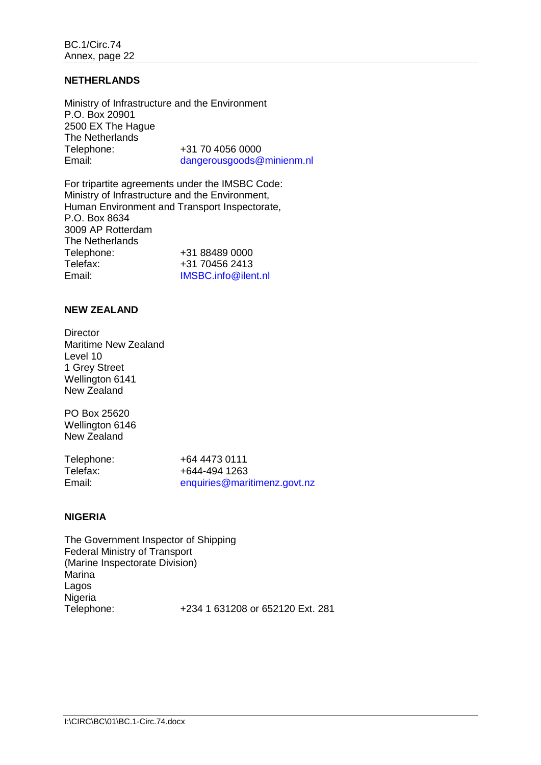**NETHERLANDS**

Ministry of Infrastructure and the Environment
P.O. Box 20901
2500 EX The Hague
The Netherlands
Telephone: +31 70 4056 0000
Email: dangerousgoods@minienm.nl

For tripartite agreements under the IMSBC Code:
Ministry of Infrastructure and the Environment,
Human Environment and Transport Inspectorate,
P.O. Box 8634
3009 AP Rotterdam
The Netherlands
Telephone: +31 88489 0000
Telefax: +31 70456 2413
Email: IMSBC.info@ilent.nl

**NEW ZEALAND**

Director
Maritime New Zealand
Level 10
1 Grey Street
Wellington 6141
New Zealand

PO Box 25620
Wellington 6146
New Zealand

Telephone: +64 4473 0111
Telefax: +644-494 1263
Email: enquiries@maritimenz.govt.nz

**NIGERIA**

The Government Inspector of Shipping
Federal Ministry of Transport
(Marine Inspectorate Division)
Marina
Lagos
Nigeria
Telephone: +234 1 631208 or 652120 Ext. 281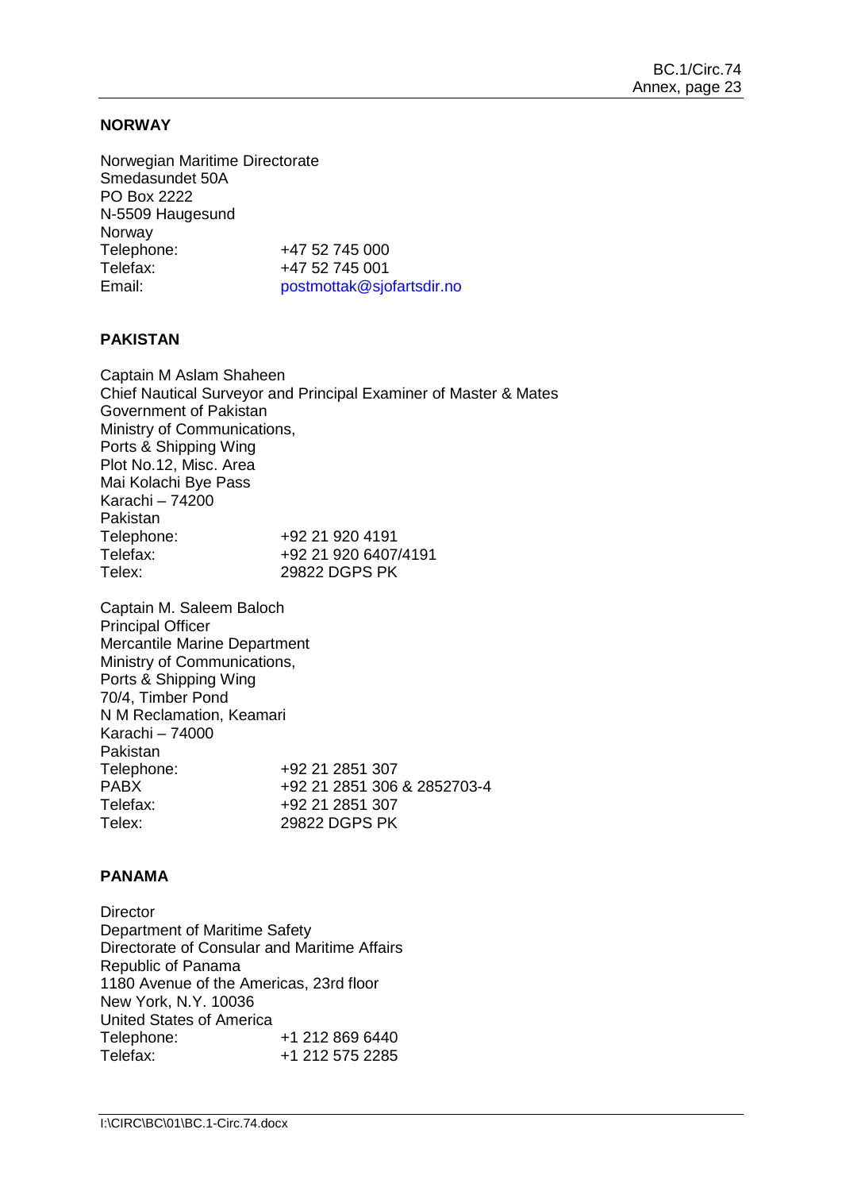**NORWAY**

Norwegian Maritime Directorate
Smedasundet 50A
PO Box 2222
N-5509 Haugesund
Norway

| | |
|---|---|
| Telephone: | +47 52 745 000 |
| Telefax: | +47 52 745 001 |
| Email: | postmottak@sjofartsdir.no |

**PAKISTAN**

Captain M Aslam Shaheen
Chief Nautical Surveyor and Principal Examiner of Master & Mates
Government of Pakistan
Ministry of Communications,
Ports & Shipping Wing
Plot No.12, Misc. Area
Mai Kolachi Bye Pass
Karachi – 74200
Pakistan

| | |
|---|---|
| Telephone: | +92 21 920 4191 |
| Telefax: | +92 21 920 6407/4191 |
| Telex: | 29822 DGPS PK |

Captain M. Saleem Baloch
Principal Officer
Mercantile Marine Department
Ministry of Communications,
Ports & Shipping Wing
70/4, Timber Pond
N M Reclamation, Keamari
Karachi – 74000
Pakistan

| | |
|---|---|
| Telephone: | +92 21 2851 307 |
| PABX | +92 21 2851 306 & 2852703-4 |
| Telefax: | +92 21 2851 307 |
| Telex: | 29822 DGPS PK |

**PANAMA**

Director
Department of Maritime Safety
Directorate of Consular and Maritime Affairs
Republic of Panama
1180 Avenue of the Americas, 23rd floor
New York, N.Y. 10036
United States of America

| | |
|---|---|
| Telephone: | +1 212 869 6440 |
| Telefax: | +1 212 575 2285 |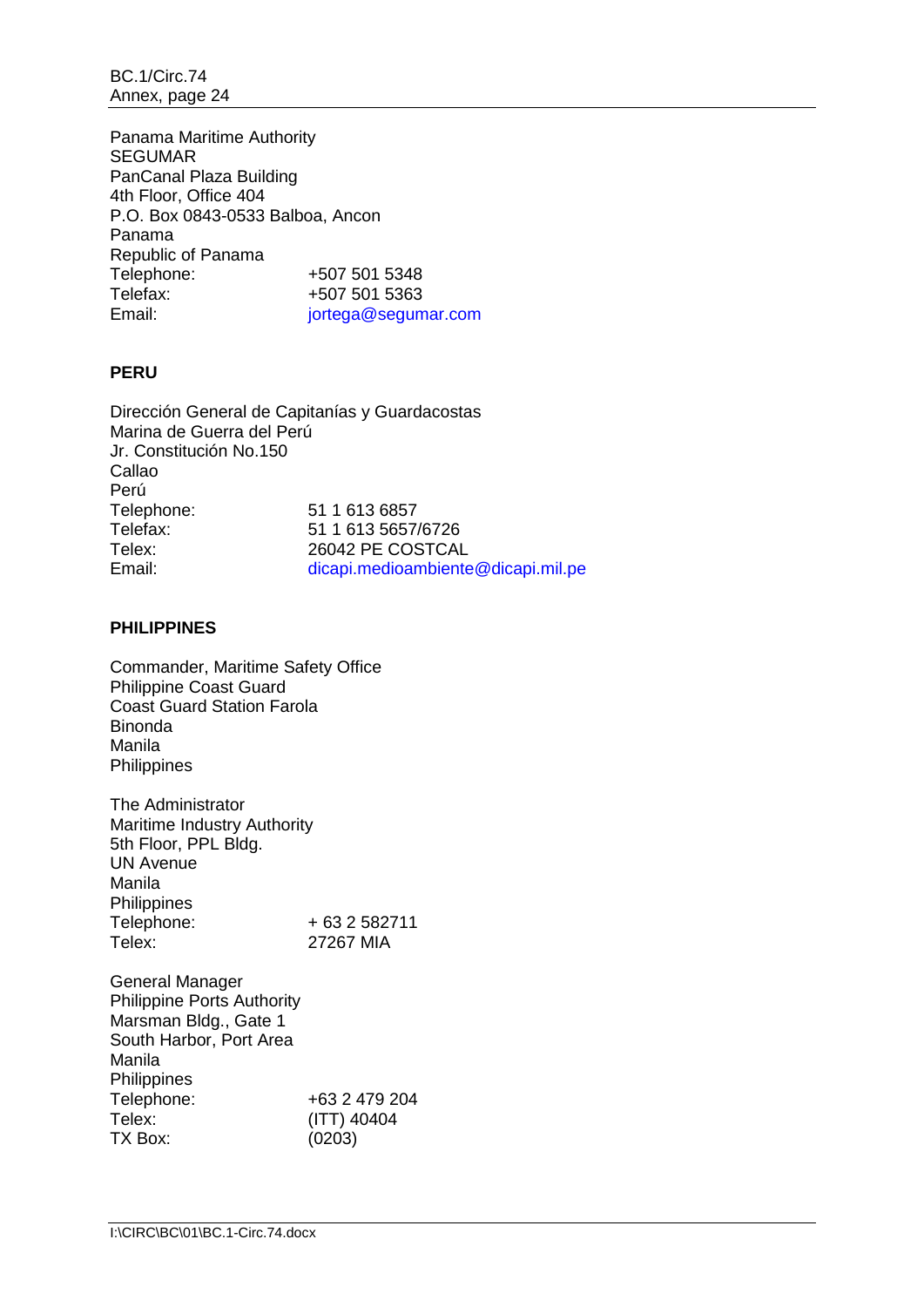Panama Maritime Authority
SEGUMAR
PanCanal Plaza Building
4th Floor, Office 404
P.O. Box 0843-0533 Balboa, Ancon
Panama
Republic of Panama
Telephone: +507 501 5348
Telefax: +507 501 5363
Email: jortega@segumar.com

**PERU**

Dirección General de Capitanías y Guardacostas
Marina de Guerra del Perú
Jr. Constitución No.150
Callao
Perú
Telephone: 51 1 613 6857
Telefax: 51 1 613 5657/6726
Telex: 26042 PE COSTCAL
Email: dicapi.medioambiente@dicapi.mil.pe

**PHILIPPINES**

Commander, Maritime Safety Office
Philippine Coast Guard
Coast Guard Station Farola
Binonda
Manila
Philippines

The Administrator
Maritime Industry Authority
5th Floor, PPL Bldg.
UN Avenue
Manila
Philippines
Telephone: + 63 2 582711
Telex: 27267 MIA

General Manager
Philippine Ports Authority
Marsman Bldg., Gate 1
South Harbor, Port Area
Manila
Philippines
Telephone: +63 2 479 204
Telex: (ITT) 40404
TX Box: (0203)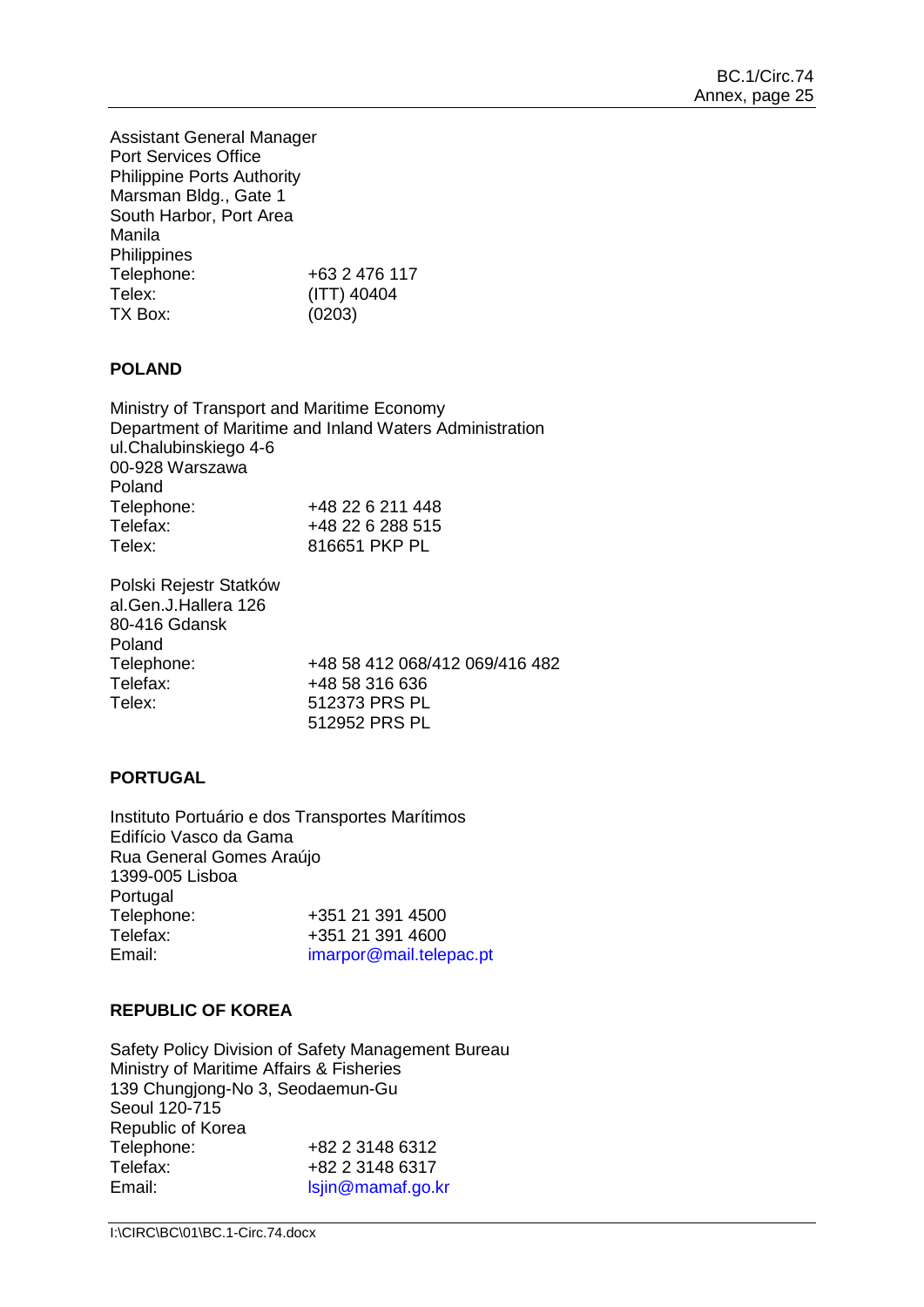Assistant General Manager
Port Services Office
Philippine Ports Authority
Marsman Bldg., Gate 1
South Harbor, Port Area
Manila
Philippines

| | |
|---|---|
| Telephone: | +63 2 476 117 |
| Telex: | (ITT) 40404 |
| TX Box: | (0203) |

**POLAND**

Ministry of Transport and Maritime Economy
Department of Maritime and Inland Waters Administration
ul.Chalubinskiego 4-6
00-928 Warszawa
Poland

| | |
|---|---|
| Telephone: | +48 22 6 211 448 |
| Telefax: | +48 22 6 288 515 |
| Telex: | 816651 PKP PL |

Polski Rejestr Statków
al.Gen.J.Hallera 126
80-416 Gdansk
Poland

| | |
|---|---|
| Telephone: | +48 58 412 068/412 069/416 482 |
| Telefax: | +48 58 316 636 |
| Telex: | 512373 PRS PL<br>512952 PRS PL |

**PORTUGAL**

Instituto Portuário e dos Transportes Marítimos
Edifício Vasco da Gama
Rua General Gomes Araújo
1399-005 Lisboa
Portugal

| | |
|---|---|
| Telephone: | +351 21 391 4500 |
| Telefax: | +351 21 391 4600 |
| Email: | imarpor@mail.telepac.pt |

**REPUBLIC OF KOREA**

Safety Policy Division of Safety Management Bureau
Ministry of Maritime Affairs & Fisheries
139 Chungjong-No 3, Seodaemun-Gu
Seoul 120-715
Republic of Korea

| | |
|---|---|
| Telephone: | +82 2 3148 6312 |
| Telefax: | +82 2 3148 6317 |
| Email: | lsjin@mamaf.go.kr |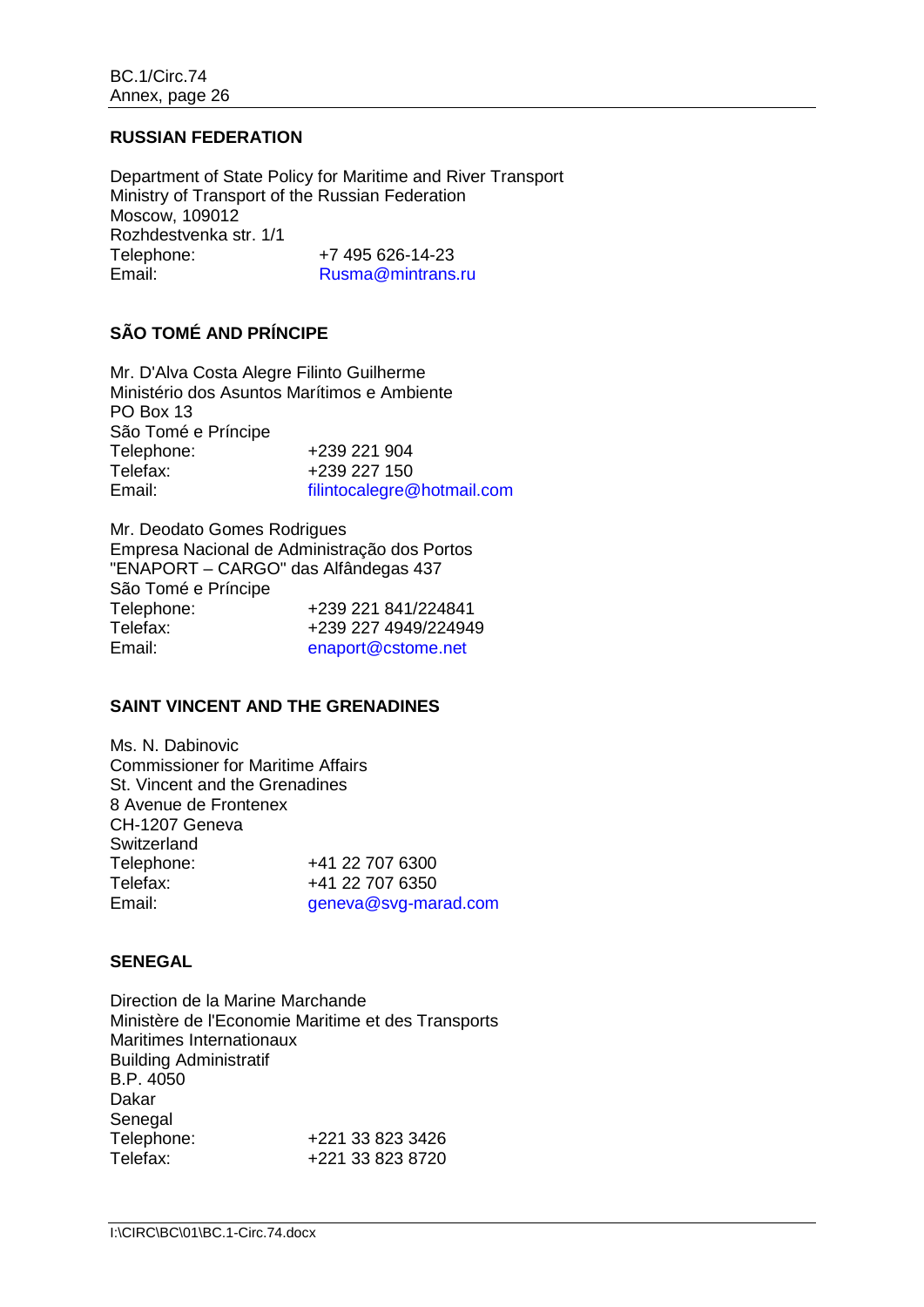## RUSSIAN FEDERATION

Department of State Policy for Maritime and River Transport
Ministry of Transport of the Russian Federation
Moscow, 109012
Rozhdestvenka str. 1/1
Telephone: +7 495 626-14-23
Email: Rusma@mintrans.ru

## SÃO TOMÉ AND PRÍNCIPE

Mr. D'Alva Costa Alegre Filinto Guilherme
Ministério dos Asuntos Marítimos e Ambiente
PO Box 13
São Tomé e Príncipe
Telephone: +239 221 904
Telefax: +239 227 150
Email: filintocalegre@hotmail.com

Mr. Deodato Gomes Rodrigues
Empresa Nacional de Administração dos Portos
"ENAPORT – CARGO" das Alfândegas 437
São Tomé e Príncipe
Telephone: +239 221 841/224841
Telefax: +239 227 4949/224949
Email: enaport@cstome.net

## SAINT VINCENT AND THE GRENADINES

Ms. N. Dabinovic
Commissioner for Maritime Affairs
St. Vincent and the Grenadines
8 Avenue de Frontenex
CH-1207 Geneva
Switzerland
Telephone: +41 22 707 6300
Telefax: +41 22 707 6350
Email: geneva@svg-marad.com

## SENEGAL

Direction de la Marine Marchande
Ministère de l'Economie Maritime et des Transports Maritimes Internationaux
Building Administratif
B.P. 4050
Dakar
Senegal
Telephone: +221 33 823 3426
Telefax: +221 33 823 8720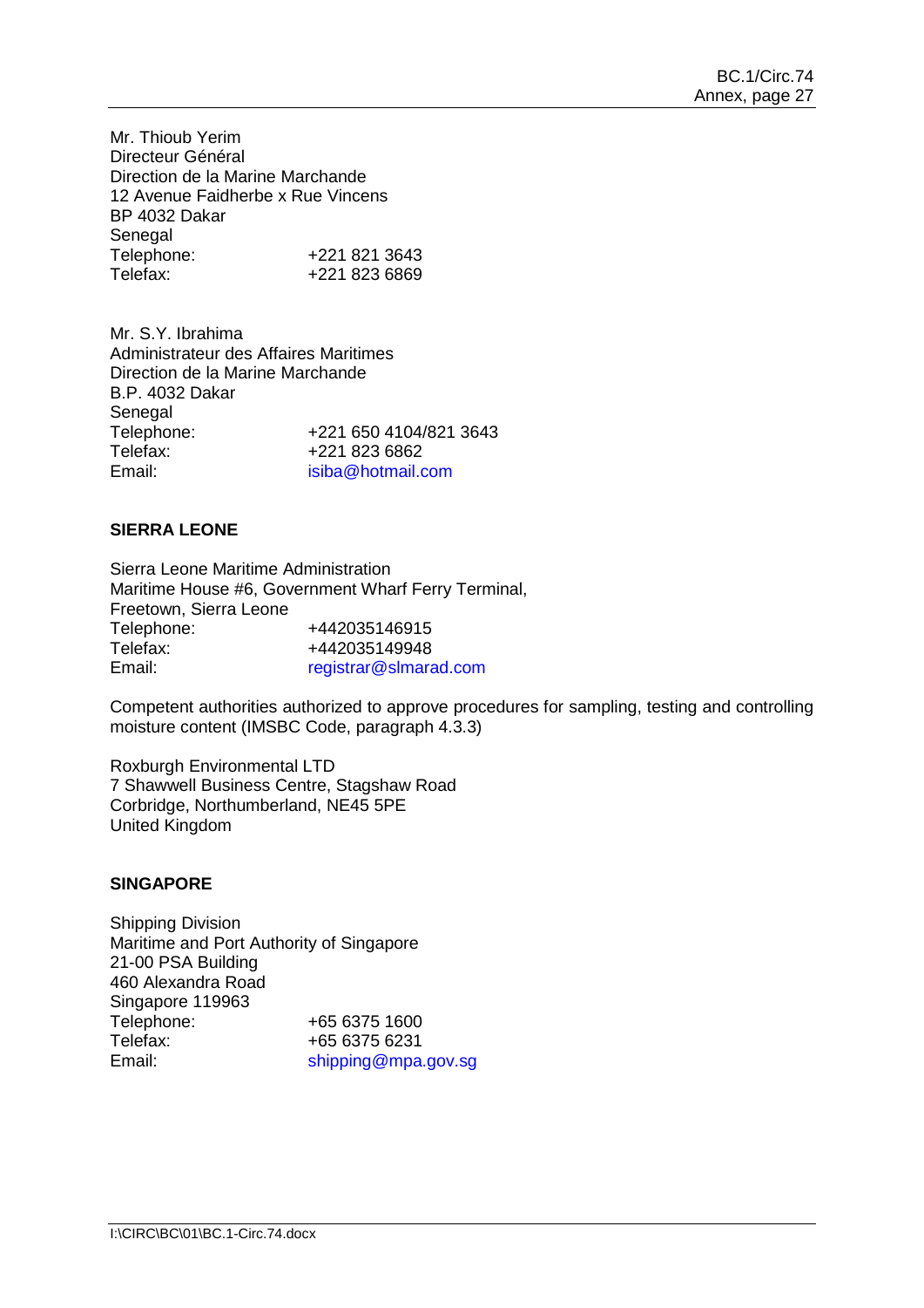Mr. Thioub Yerim
Directeur Général
Direction de la Marine Marchande
12 Avenue Faidherbe x Rue Vincens
BP 4032 Dakar
Senegal
Telephone: +221 821 3643
Telefax: +221 823 6869

Mr. S.Y. Ibrahima
Administrateur des Affaires Maritimes
Direction de la Marine Marchande
B.P. 4032 Dakar
Senegal
Telephone: +221 650 4104/821 3643
Telefax: +221 823 6862
Email: isiba@hotmail.com

**SIERRA LEONE**

Sierra Leone Maritime Administration
Maritime House #6, Government Wharf Ferry Terminal,
Freetown, Sierra Leone
Telephone: +442035146915
Telefax: +442035149948
Email: registrar@slmarad.com

Competent authorities authorized to approve procedures for sampling, testing and controlling moisture content (IMSBC Code, paragraph 4.3.3)

Roxburgh Environmental LTD
7 Shawwell Business Centre, Stagshaw Road
Corbridge, Northumberland, NE45 5PE
United Kingdom

**SINGAPORE**

Shipping Division
Maritime and Port Authority of Singapore
21-00 PSA Building
460 Alexandra Road
Singapore 119963
Telephone: +65 6375 1600
Telefax: +65 6375 6231
Email: shipping@mpa.gov.sg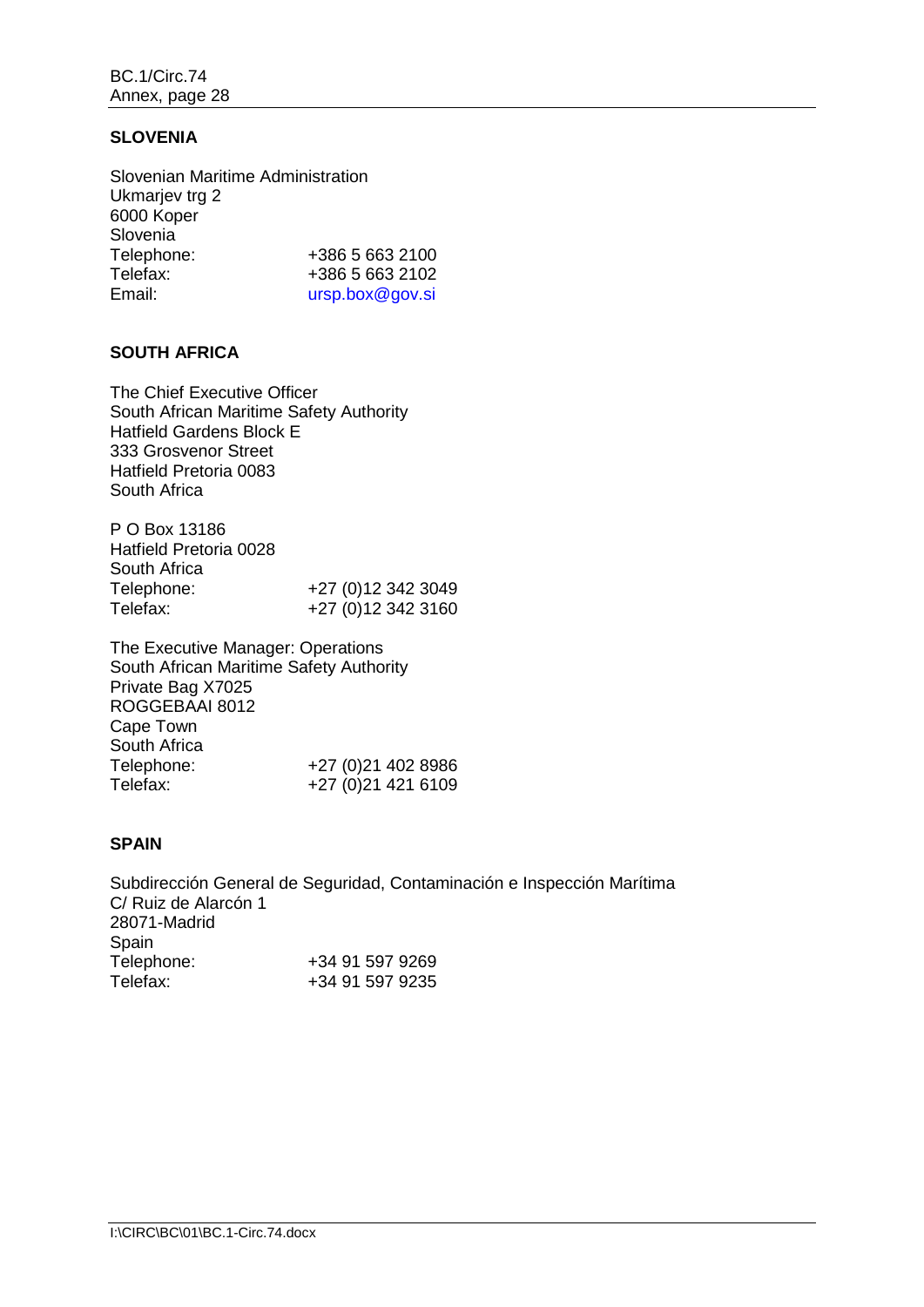## SLOVENIA

Slovenian Maritime Administration
Ukmarjev trg 2
6000 Koper
Slovenia

| | |
|---|---|
| Telephone: | +386 5 663 2100 |
| Telefax: | +386 5 663 2102 |
| Email: | ursp.box@gov.si |

## SOUTH AFRICA

The Chief Executive Officer
South African Maritime Safety Authority
Hatfield Gardens Block E
333 Grosvenor Street
Hatfield Pretoria 0083
South Africa

P O Box 13186
Hatfield Pretoria 0028
South Africa

| | |
|---|---|
| Telephone: | +27 (0)12 342 3049 |
| Telefax: | +27 (0)12 342 3160 |

The Executive Manager: Operations
South African Maritime Safety Authority
Private Bag X7025
ROGGEBAAI 8012
Cape Town
South Africa

| | |
|---|---|
| Telephone: | +27 (0)21 402 8986 |
| Telefax: | +27 (0)21 421 6109 |

## SPAIN

Subdirección General de Seguridad, Contaminación e Inspección Marítima
C/ Ruiz de Alarcón 1
28071-Madrid
Spain

| | |
|---|---|
| Telephone: | +34 91 597 9269 |
| Telefax: | +34 91 597 9235 |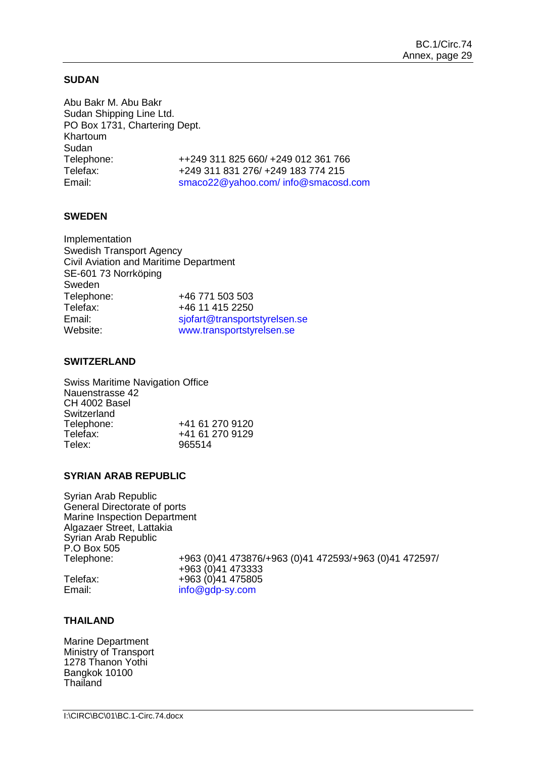**SUDAN**

Abu Bakr M. Abu Bakr
Sudan Shipping Line Ltd.
PO Box 1731, Chartering Dept.
Khartoum
Sudan

| | |
|---|---|
| Telephone: | ++249 311 825 660/ +249 012 361 766 |
| Telefax: | +249 311 831 276/ +249 183 774 215 |
| Email: | smaco22@yahoo.com/ info@smacosd.com |

**SWEDEN**

Implementation
Swedish Transport Agency
Civil Aviation and Maritime Department
SE-601 73 Norrköping
Sweden

| | |
|---|---|
| Telephone: | +46 771 503 503 |
| Telefax: | +46 11 415 2250 |
| Email: | sjofart@transportstyrelsen.se |
| Website: | www.transportstyrelsen.se |

**SWITZERLAND**

Swiss Maritime Navigation Office
Nauenstrasse 42
CH 4002 Basel
Switzerland

| | |
|---|---|
| Telephone: | +41 61 270 9120 |
| Telefax: | +41 61 270 9129 |
| Telex: | 965514 |

**SYRIAN ARAB REPUBLIC**

Syrian Arab Republic
General Directorate of ports
Marine Inspection Department
Algazaer Street, Lattakia
Syrian Arab Republic
P.O Box 505

| | |
|---|---|
| Telephone: | +963 (0)41 473876/+963 (0)41 472593/+963 (0)41 472597/ +963 (0)41 473333 |
| Telefax: | +963 (0)41 475805 |
| Email: | info@gdp-sy.com |

**THAILAND**

Marine Department
Ministry of Transport
1278 Thanon Yothi
Bangkok 10100
Thailand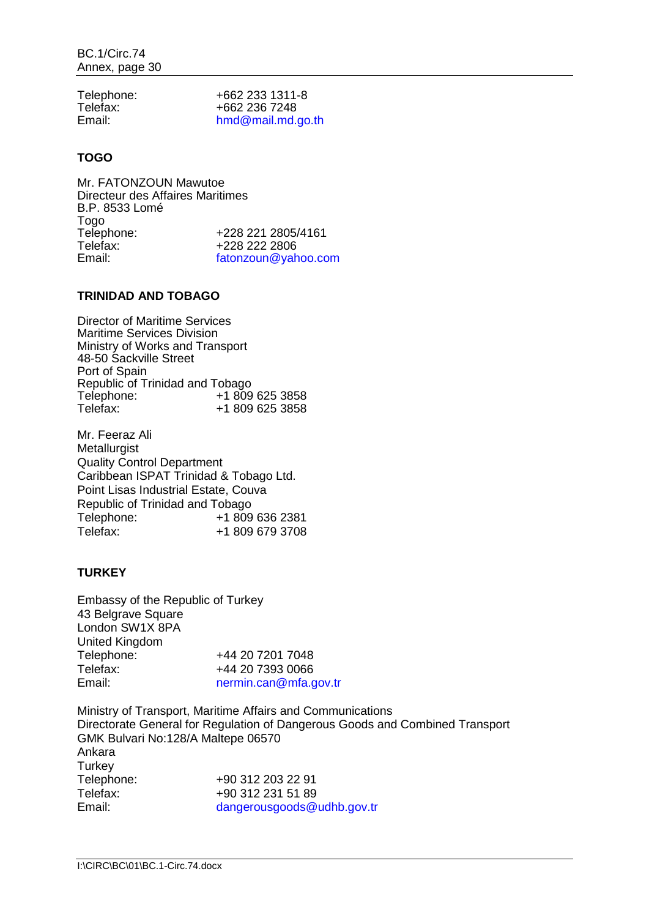Telephone: +662 233 1311-8
Telefax: +662 236 7248
Email: hmd@mail.md.go.th

**TOGO**

Mr. FATONZOUN Mawutoe
Directeur des Affaires Maritimes
B.P. 8533 Lomé
Togo
Telephone: +228 221 2805/4161
Telefax: +228 222 2806
Email: fatonzoun@yahoo.com

**TRINIDAD AND TOBAGO**

Director of Maritime Services
Maritime Services Division
Ministry of Works and Transport
48-50 Sackville Street
Port of Spain
Republic of Trinidad and Tobago
Telephone: +1 809 625 3858
Telefax: +1 809 625 3858

Mr. Feeraz Ali
Metallurgist
Quality Control Department
Caribbean ISPAT Trinidad & Tobago Ltd.
Point Lisas Industrial Estate, Couva
Republic of Trinidad and Tobago
Telephone: +1 809 636 2381
Telefax: +1 809 679 3708

**TURKEY**

Embassy of the Republic of Turkey
43 Belgrave Square
London SW1X 8PA
United Kingdom
Telephone: +44 20 7201 7048
Telefax: +44 20 7393 0066
Email: nermin.can@mfa.gov.tr

Ministry of Transport, Maritime Affairs and Communications
Directorate General for Regulation of Dangerous Goods and Combined Transport
GMK Bulvari No:128/A Maltepe 06570
Ankara
Turkey
Telephone: +90 312 203 22 91
Telefax: +90 312 231 51 89
Email: dangerousgoods@udhb.gov.tr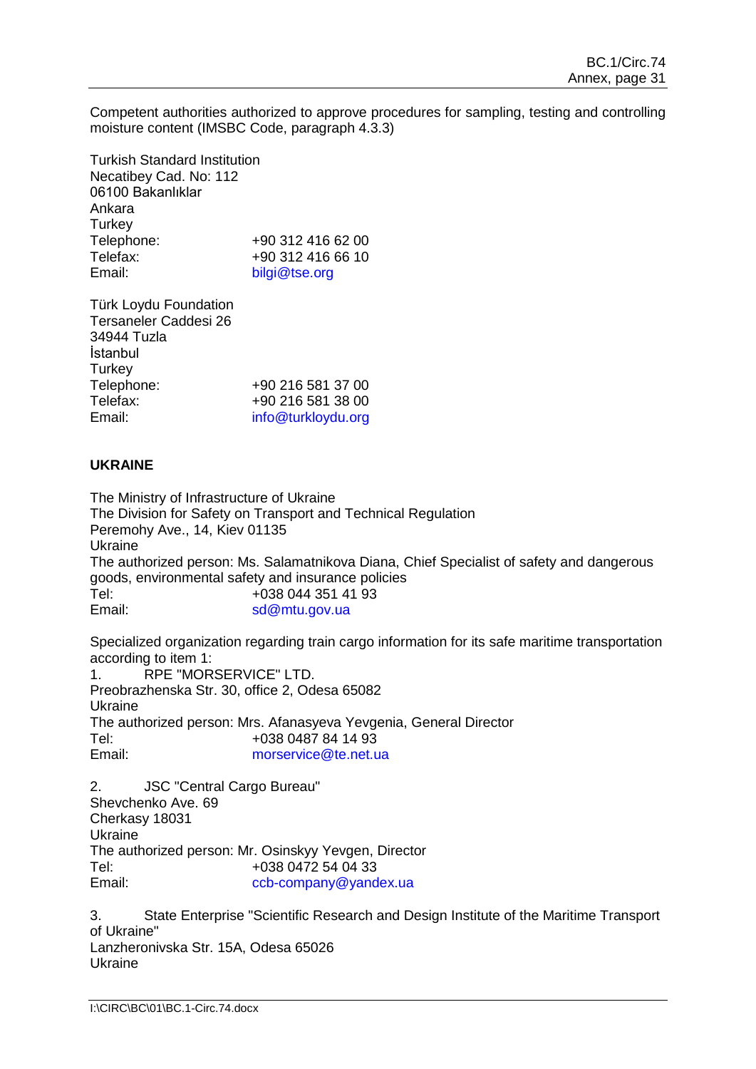Competent authorities authorized to approve procedures for sampling, testing and controlling moisture content (IMSBC Code, paragraph 4.3.3)

Turkish Standard Institution
Necatibey Cad. No: 112
06100 Bakanlıklar
Ankara
Turkey
Telephone: +90 312 416 62 00
Telefax: +90 312 416 66 10
Email: bilgi@tse.org

Türk Loydu Foundation
Tersaneler Caddesi 26
34944 Tuzla
İstanbul
Turkey
Telephone: +90 216 581 37 00
Telefax: +90 216 581 38 00
Email: info@turkloydu.org

**UKRAINE**

The Ministry of Infrastructure of Ukraine
The Division for Safety on Transport and Technical Regulation
Peremohy Ave., 14, Kiev 01135
Ukraine
The authorized person: Ms. Salamatnikova Diana, Chief Specialist of safety and dangerous goods, environmental safety and insurance policies
Tel: +038 044 351 41 93
Email: sd@mtu.gov.ua

Specialized organization regarding train cargo information for its safe maritime transportation according to item 1:

1. RPE "MORSERVICE" LTD.
Preobrazhenska Str. 30, office 2, Odesa 65082
Ukraine
The authorized person: Mrs. Afanasyeva Yevgenia, General Director
Tel: +038 0487 84 14 93
Email: morservice@te.net.ua

2. JSC "Central Cargo Bureau"
Shevchenko Ave. 69
Cherkasy 18031
Ukraine
The authorized person: Mr. Osinskyy Yevgen, Director
Tel: +038 0472 54 04 33
Email: ccb-company@yandex.ua

3. State Enterprise "Scientific Research and Design Institute of the Maritime Transport of Ukraine"
Lanzheronivska Str. 15A, Odesa 65026
Ukraine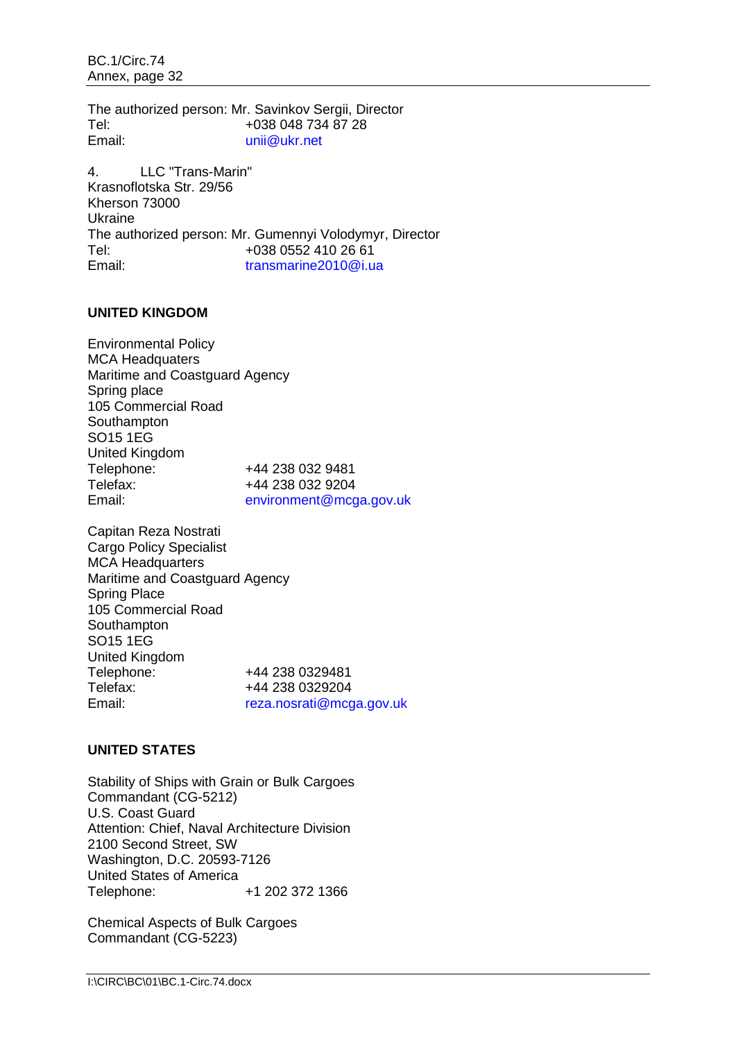The authorized person: Mr. Savinkov Sergii, Director
Tel: +038 048 734 87 28
Email: unii@ukr.net

4. LLC "Trans-Marin"
Krasnoflotska Str. 29/56
Kherson 73000
Ukraine
The authorized person: Mr. Gumennyi Volodymyr, Director
Tel: +038 0552 410 26 61
Email: transmarine2010@i.ua

**UNITED KINGDOM**

Environmental Policy
MCA Headquaters
Maritime and Coastguard Agency
Spring place
105 Commercial Road
Southampton
SO15 1EG
United Kingdom
Telephone: +44 238 032 9481
Telefax: +44 238 032 9204
Email: environment@mcga.gov.uk

Capitan Reza Nostrati
Cargo Policy Specialist
MCA Headquarters
Maritime and Coastguard Agency
Spring Place
105 Commercial Road
Southampton
SO15 1EG
United Kingdom
Telephone: +44 238 0329481
Telefax: +44 238 0329204
Email: reza.nosrati@mcga.gov.uk

**UNITED STATES**

Stability of Ships with Grain or Bulk Cargoes
Commandant (CG-5212)
U.S. Coast Guard
Attention: Chief, Naval Architecture Division
2100 Second Street, SW
Washington, D.C. 20593-7126
United States of America
Telephone: +1 202 372 1366

Chemical Aspects of Bulk Cargoes
Commandant (CG-5223)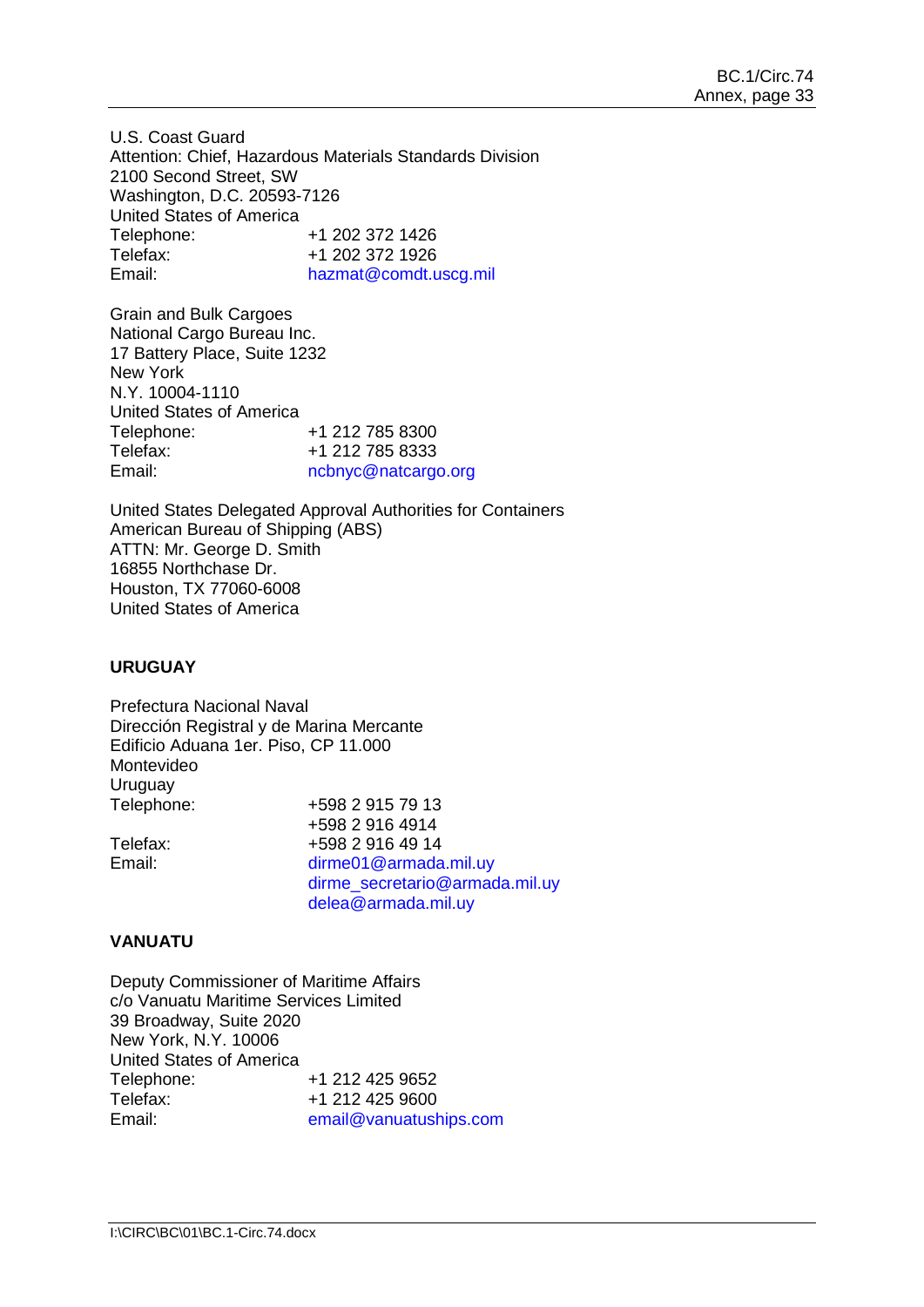U.S. Coast Guard
Attention: Chief, Hazardous Materials Standards Division
2100 Second Street, SW
Washington, D.C. 20593-7126
United States of America

| | |
|---|---|
| Telephone: | +1 202 372 1426 |
| Telefax: | +1 202 372 1926 |
| Email: | hazmat@comdt.uscg.mil |

Grain and Bulk Cargoes
National Cargo Bureau Inc.
17 Battery Place, Suite 1232
New York
N.Y. 10004-1110
United States of America

| | |
|---|---|
| Telephone: | +1 212 785 8300 |
| Telefax: | +1 212 785 8333 |
| Email: | ncbnyc@natcargo.org |

United States Delegated Approval Authorities for Containers
American Bureau of Shipping (ABS)
ATTN: Mr. George D. Smith
16855 Northchase Dr.
Houston, TX 77060-6008
United States of America

**URUGUAY**

Prefectura Nacional Naval
Dirección Registral y de Marina Mercante
Edificio Aduana 1er. Piso, CP 11.000
Montevideo
Uruguay

| | |
|---|---|
| Telephone: | +598 2 915 79 13 |
| | +598 2 916 4914 |
| Telefax: | +598 2 916 49 14 |
| Email: | dirme01@armada.mil.uy |
| | dirme_secretario@armada.mil.uy |
| | delea@armada.mil.uy |

**VANUATU**

Deputy Commissioner of Maritime Affairs
c/o Vanuatu Maritime Services Limited
39 Broadway, Suite 2020
New York, N.Y. 10006
United States of America

| | |
|---|---|
| Telephone: | +1 212 425 9652 |
| Telefax: | +1 212 425 9600 |
| Email: | email@vanuatuships.com |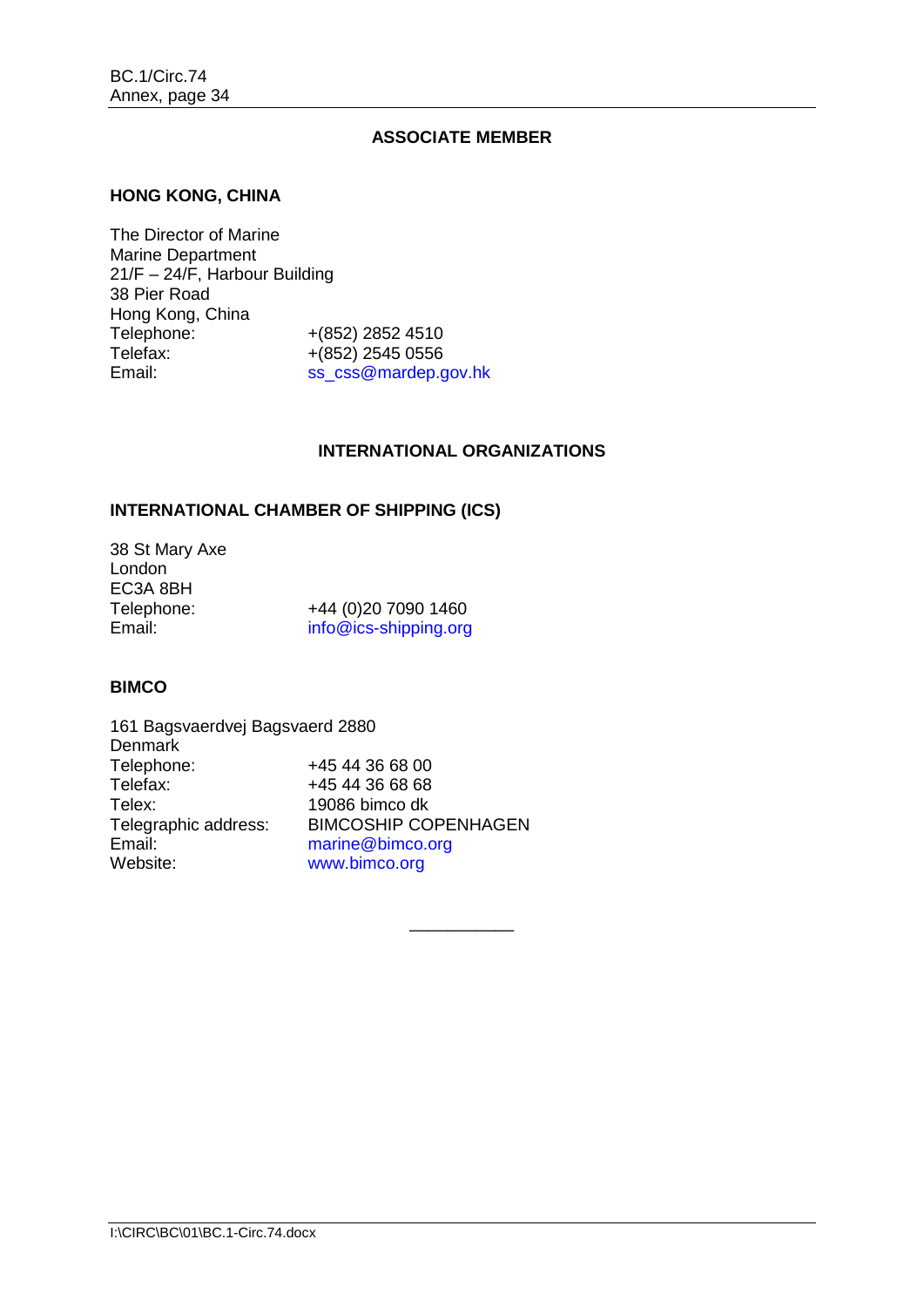## ASSOCIATE MEMBER

### HONG KONG, CHINA

The Director of Marine
Marine Department
21/F – 24/F, Harbour Building
38 Pier Road
Hong Kong, China

| | |
|---|---|
| Telephone: | +(852) 2852 4510 |
| Telefax: | +(852) 2545 0556 |
| Email: | ss_css@mardep.gov.hk |

## INTERNATIONAL ORGANIZATIONS

### INTERNATIONAL CHAMBER OF SHIPPING (ICS)

38 St Mary Axe
London
EC3A 8BH

| | |
|---|---|
| Telephone: | +44 (0)20 7090 1460 |
| Email: | info@ics-shipping.org |

### BIMCO

161 Bagsvaerdvej Bagsvaerd 2880
Denmark

| | |
|---|---|
| Telephone: | +45 44 36 68 00 |
| Telefax: | +45 44 36 68 68 |
| Telex: | 19086 bimco dk |
| Telegraphic address: | BIMCOSHIP COPENHAGEN |
| Email: | marine@bimco.org |
| Website: | www.bimco.org |

___________